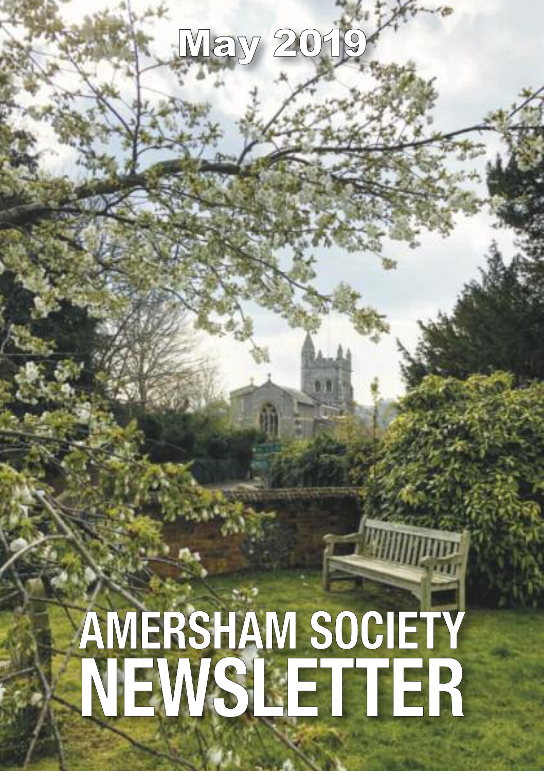May 2019

# AMERSHAM SOCIETY NEWSLETTER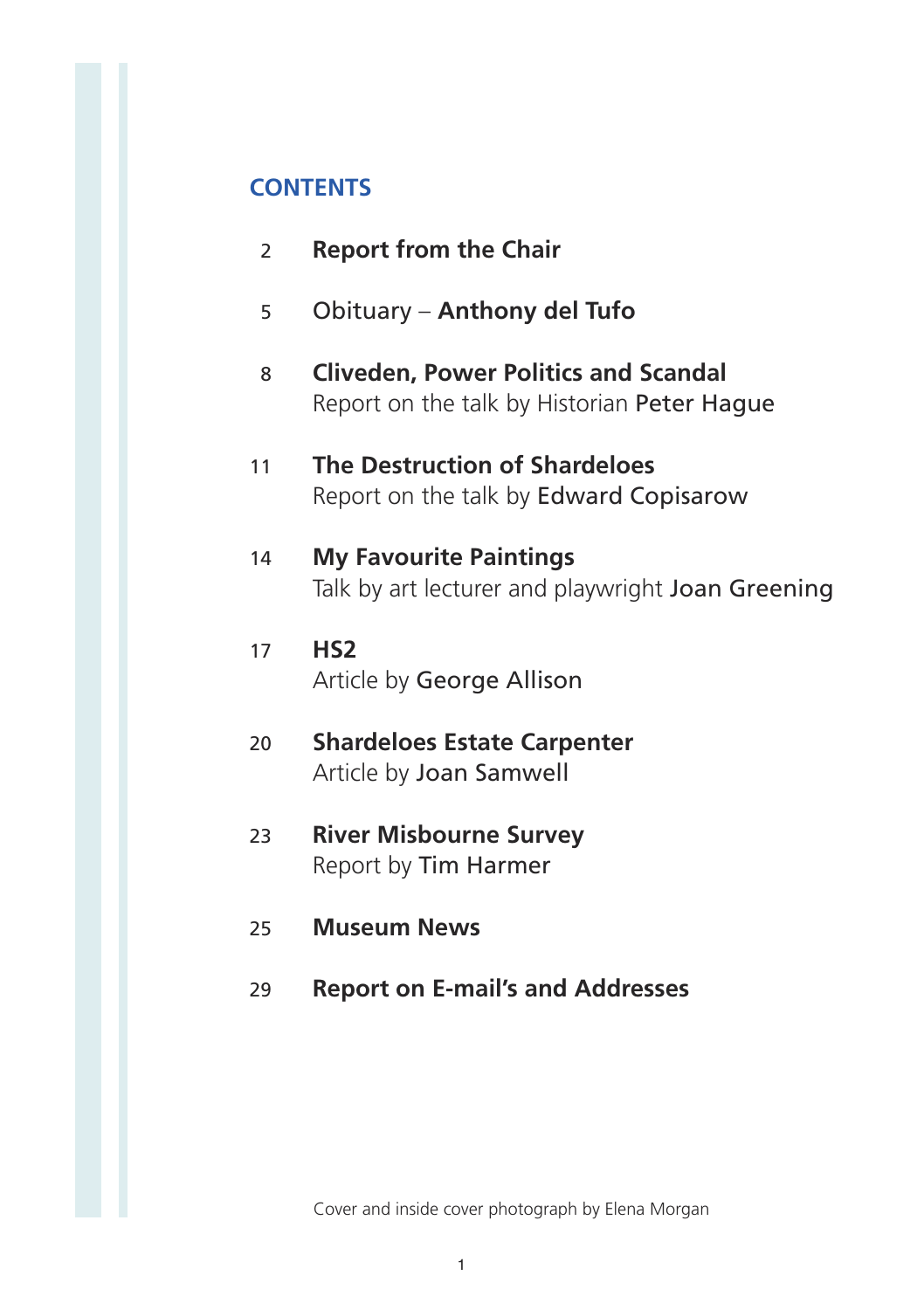## CONTENTS

2 **Report from the Chair**

5 Obituary – **Anthony del Tufo**

8 **Cliveden, Power Politics and Scandal**
Report on the talk by Historian Peter Hague

11 **The Destruction of Shardeloes**
Report on the talk by Edward Copisarow

14 **My Favourite Paintings**
Talk by art lecturer and playwright Joan Greening

17 **HS2**
Article by George Allison

20 **Shardeloes Estate Carpenter**
Article by Joan Samwell

23 **River Misbourne Survey**
Report by Tim Harmer

25 **Museum News**

29 **Report on E-mail's and Addresses**

Cover and inside cover photograph by Elena Morgan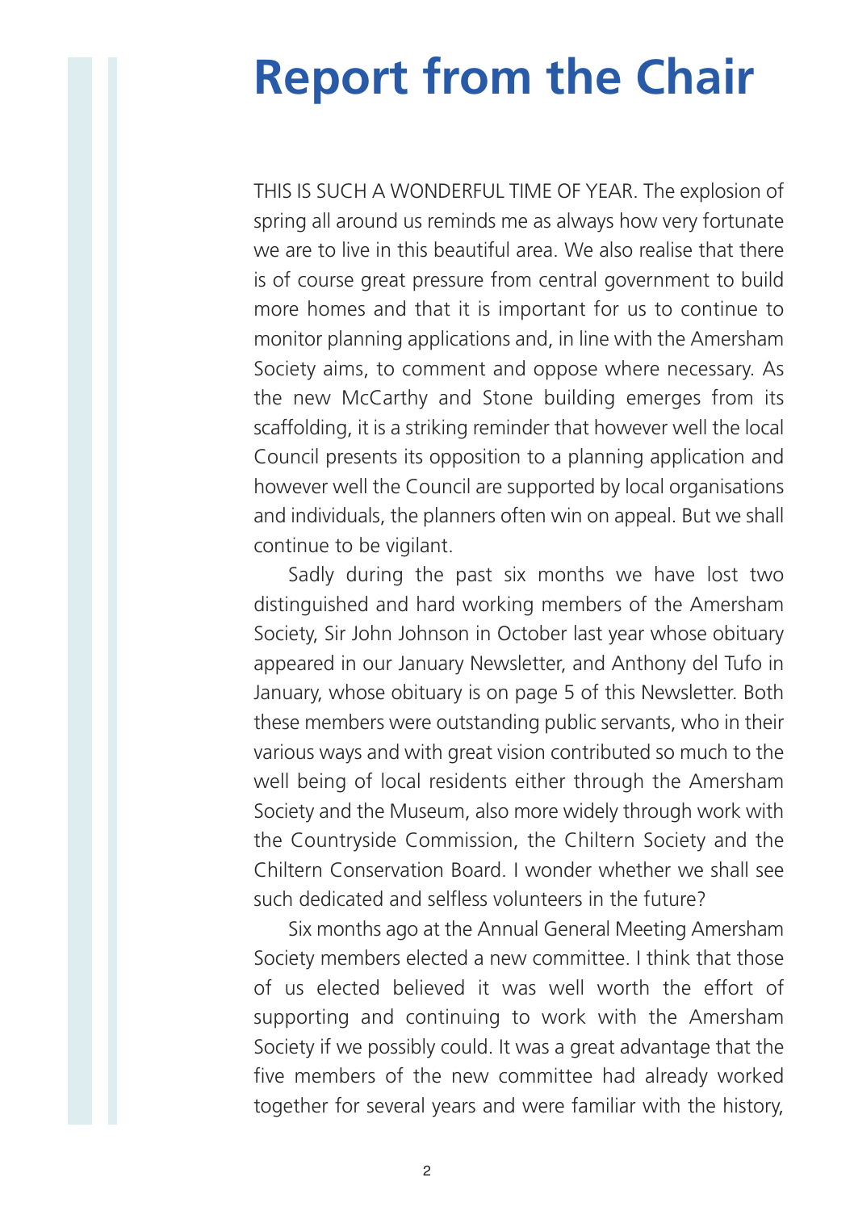# Report from the Chair

THIS IS SUCH A WONDERFUL TIME OF YEAR. The explosion of spring all around us reminds me as always how very fortunate we are to live in this beautiful area. We also realise that there is of course great pressure from central government to build more homes and that it is important for us to continue to monitor planning applications and, in line with the Amersham Society aims, to comment and oppose where necessary. As the new McCarthy and Stone building emerges from its scaffolding, it is a striking reminder that however well the local Council presents its opposition to a planning application and however well the Council are supported by local organisations and individuals, the planners often win on appeal. But we shall continue to be vigilant.

Sadly during the past six months we have lost two distinguished and hard working members of the Amersham Society, Sir John Johnson in October last year whose obituary appeared in our January Newsletter, and Anthony del Tufo in January, whose obituary is on page 5 of this Newsletter. Both these members were outstanding public servants, who in their various ways and with great vision contributed so much to the well being of local residents either through the Amersham Society and the Museum, also more widely through work with the Countryside Commission, the Chiltern Society and the Chiltern Conservation Board. I wonder whether we shall see such dedicated and selfless volunteers in the future?

Six months ago at the Annual General Meeting Amersham Society members elected a new committee. I think that those of us elected believed it was well worth the effort of supporting and continuing to work with the Amersham Society if we possibly could. It was a great advantage that the five members of the new committee had already worked together for several years and were familiar with the history,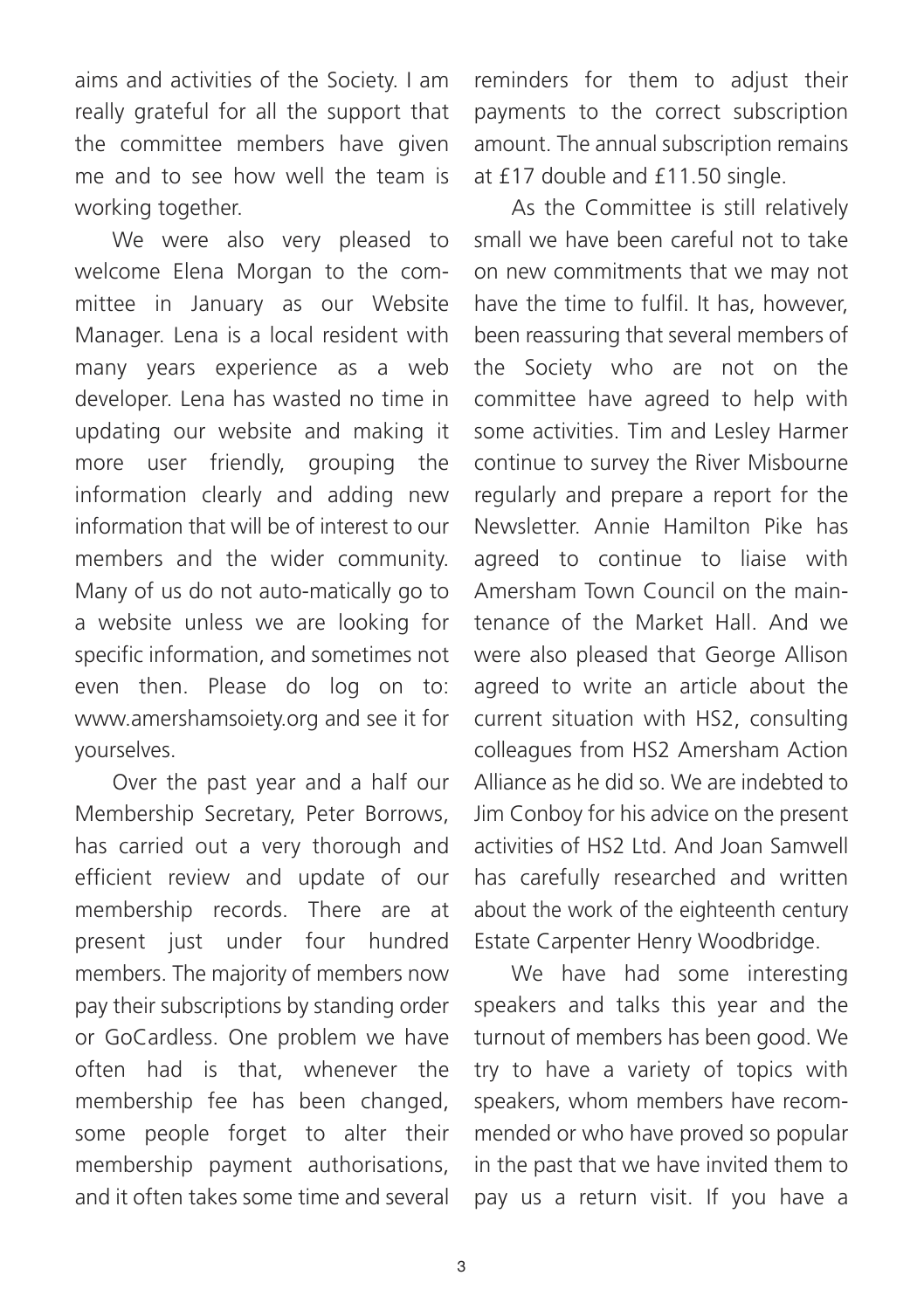aims and activities of the Society. I am really grateful for all the support that the committee members have given me and to see how well the team is working together.

We were also very pleased to welcome Elena Morgan to the committee in January as our Website Manager. Lena is a local resident with many years experience as a web developer. Lena has wasted no time in updating our website and making it more user friendly, grouping the information clearly and adding new information that will be of interest to our members and the wider community. Many of us do not auto-matically go to a website unless we are looking for specific information, and sometimes not even then. Please do log on to: www.amershamsoiety.org and see it for yourselves.

Over the past year and a half our Membership Secretary, Peter Borrows, has carried out a very thorough and efficient review and update of our membership records. There are at present just under four hundred members. The majority of members now pay their subscriptions by standing order or GoCardless. One problem we have often had is that, whenever the membership fee has been changed, some people forget to alter their membership payment authorisations, and it often takes some time and several reminders for them to adjust their payments to the correct subscription amount. The annual subscription remains at £17 double and £11.50 single.

As the Committee is still relatively small we have been careful not to take on new commitments that we may not have the time to fulfil. It has, however, been reassuring that several members of the Society who are not on the committee have agreed to help with some activities. Tim and Lesley Harmer continue to survey the River Misbourne regularly and prepare a report for the Newsletter. Annie Hamilton Pike has agreed to continue to liaise with Amersham Town Council on the maintenance of the Market Hall. And we were also pleased that George Allison agreed to write an article about the current situation with HS2, consulting colleagues from HS2 Amersham Action Alliance as he did so. We are indebted to Jim Conboy for his advice on the present activities of HS2 Ltd. And Joan Samwell has carefully researched and written about the work of the eighteenth century Estate Carpenter Henry Woodbridge.

We have had some interesting speakers and talks this year and the turnout of members has been good. We try to have a variety of topics with speakers, whom members have recommended or who have proved so popular in the past that we have invited them to pay us a return visit. If you have a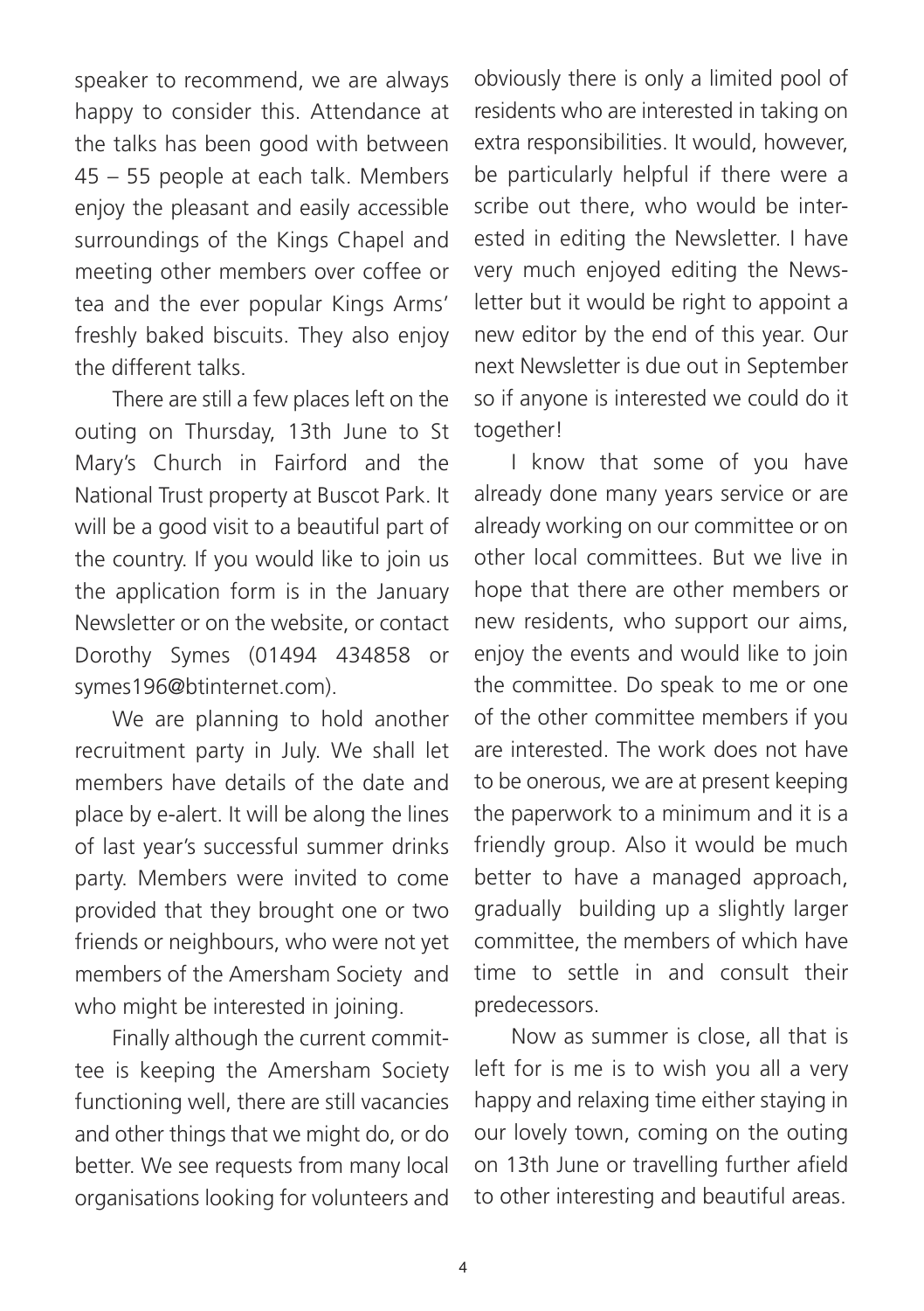speaker to recommend, we are always happy to consider this. Attendance at the talks has been good with between 45 – 55 people at each talk. Members enjoy the pleasant and easily accessible surroundings of the Kings Chapel and meeting other members over coffee or tea and the ever popular Kings Arms' freshly baked biscuits. They also enjoy the different talks.

There are still a few places left on the outing on Thursday, 13th June to St Mary's Church in Fairford and the National Trust property at Buscot Park. It will be a good visit to a beautiful part of the country. If you would like to join us the application form is in the January Newsletter or on the website, or contact Dorothy Symes (01494 434858 or symes196@btinternet.com).

We are planning to hold another recruitment party in July. We shall let members have details of the date and place by e-alert. It will be along the lines of last year's successful summer drinks party. Members were invited to come provided that they brought one or two friends or neighbours, who were not yet members of the Amersham Society and who might be interested in joining.

Finally although the current committee is keeping the Amersham Society functioning well, there are still vacancies and other things that we might do, or do better. We see requests from many local organisations looking for volunteers and obviously there is only a limited pool of residents who are interested in taking on extra responsibilities. It would, however, be particularly helpful if there were a scribe out there, who would be interested in editing the Newsletter. I have very much enjoyed editing the Newsletter but it would be right to appoint a new editor by the end of this year. Our next Newsletter is due out in September so if anyone is interested we could do it together!

I know that some of you have already done many years service or are already working on our committee or on other local committees. But we live in hope that there are other members or new residents, who support our aims, enjoy the events and would like to join the committee. Do speak to me or one of the other committee members if you are interested. The work does not have to be onerous, we are at present keeping the paperwork to a minimum and it is a friendly group. Also it would be much better to have a managed approach, gradually building up a slightly larger committee, the members of which have time to settle in and consult their predecessors.

Now as summer is close, all that is left for is me is to wish you all a very happy and relaxing time either staying in our lovely town, coming on the outing on 13th June or travelling further afield to other interesting and beautiful areas.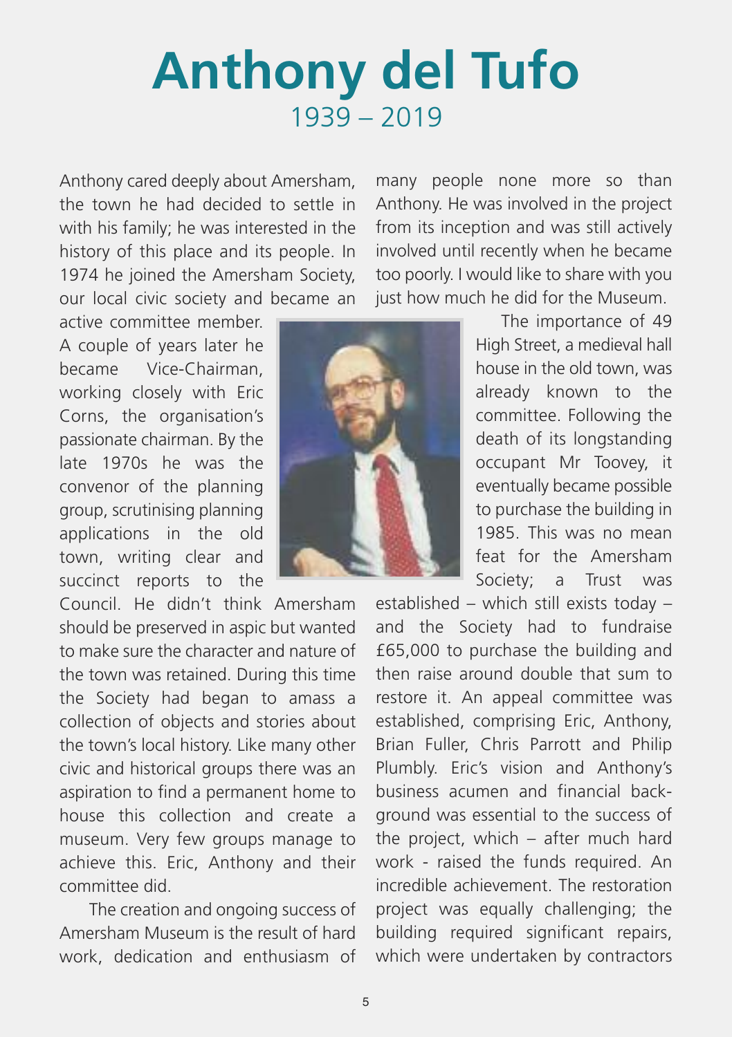# Anthony del Tufo

1939 – 2019

Anthony cared deeply about Amersham, the town he had decided to settle in with his family; he was interested in the history of this place and its people. In 1974 he joined the Amersham Society, our local civic society and became an active committee member. A couple of years later he became Vice-Chairman, working closely with Eric Corns, the organisation's passionate chairman. By the late 1970s he was the convenor of the planning group, scrutinising planning applications in the old town, writing clear and succinct reports to the Council. He didn't think Amersham should be preserved in aspic but wanted to make sure the character and nature of the town was retained. During this time the Society had began to amass a collection of objects and stories about the town's local history. Like many other civic and historical groups there was an aspiration to find a permanent home to house this collection and create a museum. Very few groups manage to achieve this. Eric, Anthony and their committee did.

The creation and ongoing success of Amersham Museum is the result of hard work, dedication and enthusiasm of many people none more so than Anthony. He was involved in the project from its inception and was still actively involved until recently when he became too poorly. I would like to share with you just how much he did for the Museum.

The importance of 49 High Street, a medieval hall house in the old town, was already known to the committee. Following the death of its longstanding occupant Mr Toovey, it eventually became possible to purchase the building in 1985. This was no mean feat for the Amersham Society; a Trust was established – which still exists today – and the Society had to fundraise £65,000 to purchase the building and then raise around double that sum to restore it. An appeal committee was established, comprising Eric, Anthony, Brian Fuller, Chris Parrott and Philip Plumbly. Eric's vision and Anthony's business acumen and financial back-ground was essential to the success of the project, which – after much hard work - raised the funds required. An incredible achievement. The restoration project was equally challenging; the building required significant repairs, which were undertaken by contractors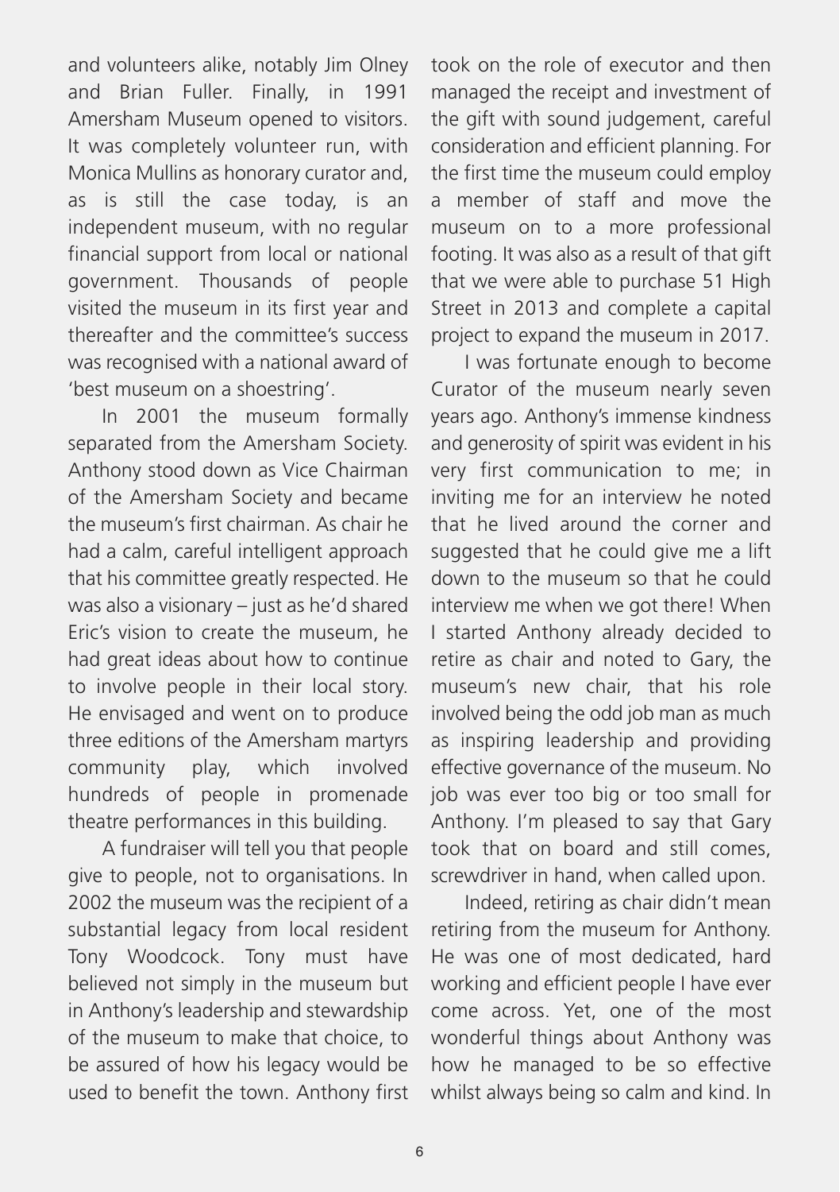and volunteers alike, notably Jim Olney and Brian Fuller. Finally, in 1991 Amersham Museum opened to visitors. It was completely volunteer run, with Monica Mullins as honorary curator and, as is still the case today, is an independent museum, with no regular financial support from local or national government. Thousands of people visited the museum in its first year and thereafter and the committee's success was recognised with a national award of 'best museum on a shoestring'.

In 2001 the museum formally separated from the Amersham Society. Anthony stood down as Vice Chairman of the Amersham Society and became the museum's first chairman. As chair he had a calm, careful intelligent approach that his committee greatly respected. He was also a visionary – just as he'd shared Eric's vision to create the museum, he had great ideas about how to continue to involve people in their local story. He envisaged and went on to produce three editions of the Amersham martyrs community play, which involved hundreds of people in promenade theatre performances in this building.

A fundraiser will tell you that people give to people, not to organisations. In 2002 the museum was the recipient of a substantial legacy from local resident Tony Woodcock. Tony must have believed not simply in the museum but in Anthony's leadership and stewardship of the museum to make that choice, to be assured of how his legacy would be used to benefit the town. Anthony first took on the role of executor and then managed the receipt and investment of the gift with sound judgement, careful consideration and efficient planning. For the first time the museum could employ a member of staff and move the museum on to a more professional footing. It was also as a result of that gift that we were able to purchase 51 High Street in 2013 and complete a capital project to expand the museum in 2017.

I was fortunate enough to become Curator of the museum nearly seven years ago. Anthony's immense kindness and generosity of spirit was evident in his very first communication to me; in inviting me for an interview he noted that he lived around the corner and suggested that he could give me a lift down to the museum so that he could interview me when we got there! When I started Anthony already decided to retire as chair and noted to Gary, the museum's new chair, that his role involved being the odd job man as much as inspiring leadership and providing effective governance of the museum. No job was ever too big or too small for Anthony. I'm pleased to say that Gary took that on board and still comes, screwdriver in hand, when called upon.

Indeed, retiring as chair didn't mean retiring from the museum for Anthony. He was one of most dedicated, hard working and efficient people I have ever come across. Yet, one of the most wonderful things about Anthony was how he managed to be so effective whilst always being so calm and kind. In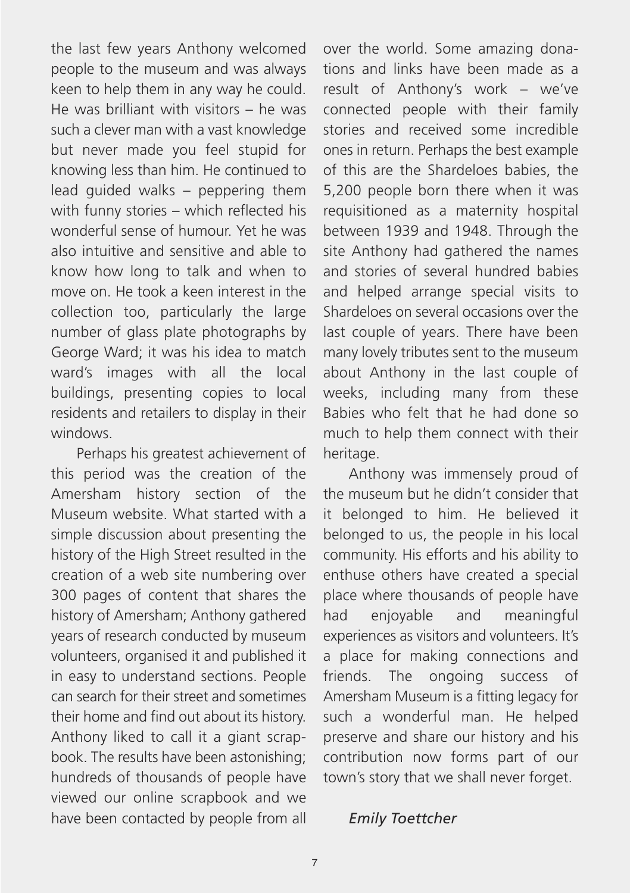the last few years Anthony welcomed people to the museum and was always keen to help them in any way he could. He was brilliant with visitors – he was such a clever man with a vast knowledge but never made you feel stupid for knowing less than him. He continued to lead guided walks – peppering them with funny stories – which reflected his wonderful sense of humour. Yet he was also intuitive and sensitive and able to know how long to talk and when to move on. He took a keen interest in the collection too, particularly the large number of glass plate photographs by George Ward; it was his idea to match ward's images with all the local buildings, presenting copies to local residents and retailers to display in their windows.

Perhaps his greatest achievement of this period was the creation of the Amersham history section of the Museum website. What started with a simple discussion about presenting the history of the High Street resulted in the creation of a web site numbering over 300 pages of content that shares the history of Amersham; Anthony gathered years of research conducted by museum volunteers, organised it and published it in easy to understand sections. People can search for their street and sometimes their home and find out about its history. Anthony liked to call it a giant scrap-book. The results have been astonishing; hundreds of thousands of people have viewed our online scrapbook and we have been contacted by people from all over the world. Some amazing donations and links have been made as a result of Anthony's work – we've connected people with their family stories and received some incredible ones in return. Perhaps the best example of this are the Shardeloes babies, the 5,200 people born there when it was requisitioned as a maternity hospital between 1939 and 1948. Through the site Anthony had gathered the names and stories of several hundred babies and helped arrange special visits to Shardeloes on several occasions over the last couple of years. There have been many lovely tributes sent to the museum about Anthony in the last couple of weeks, including many from these Babies who felt that he had done so much to help them connect with their heritage.

Anthony was immensely proud of the museum but he didn't consider that it belonged to him. He believed it belonged to us, the people in his local community. His efforts and his ability to enthuse others have created a special place where thousands of people have had enjoyable and meaningful experiences as visitors and volunteers. It's a place for making connections and friends. The ongoing success of Amersham Museum is a fitting legacy for such a wonderful man. He helped preserve and share our history and his contribution now forms part of our town's story that we shall never forget.

*Emily Toettcher*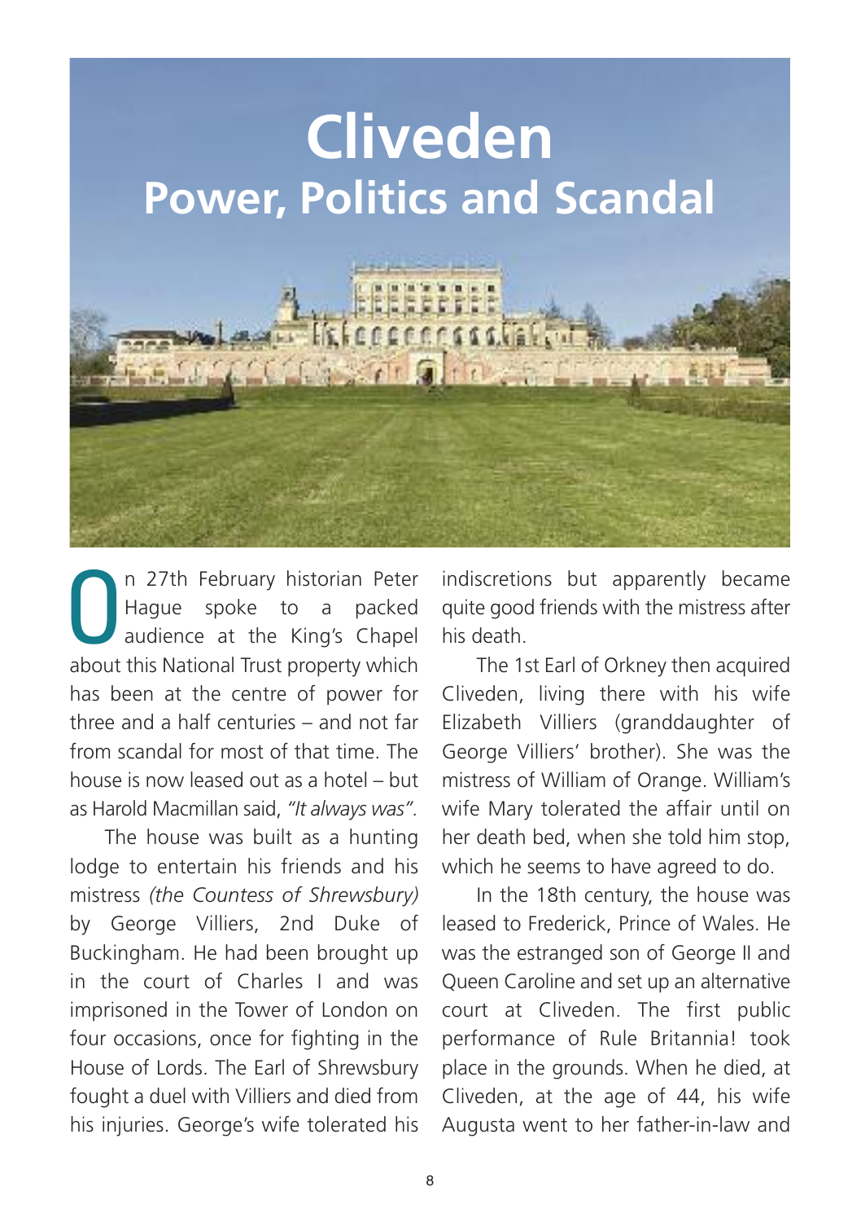# Cliveden

## Power, Politics and Scandal

On 27th February historian Peter Hague spoke to a packed audience at the King's Chapel about this National Trust property which has been at the centre of power for three and a half centuries – and not far from scandal for most of that time. The house is now leased out as a hotel – but as Harold Macmillan said, *"It always was".*

The house was built as a hunting lodge to entertain his friends and his mistress *(the Countess of Shrewsbury)* by George Villiers, 2nd Duke of Buckingham. He had been brought up in the court of Charles I and was imprisoned in the Tower of London on four occasions, once for fighting in the House of Lords. The Earl of Shrewsbury fought a duel with Villiers and died from his injuries. George's wife tolerated his indiscretions but apparently became quite good friends with the mistress after his death.

The 1st Earl of Orkney then acquired Cliveden, living there with his wife Elizabeth Villiers (granddaughter of George Villiers' brother). She was the mistress of William of Orange. William's wife Mary tolerated the affair until on her death bed, when she told him stop, which he seems to have agreed to do.

In the 18th century, the house was leased to Frederick, Prince of Wales. He was the estranged son of George II and Queen Caroline and set up an alternative court at Cliveden. The first public performance of Rule Britannia! took place in the grounds. When he died, at Cliveden, at the age of 44, his wife Augusta went to her father-in-law and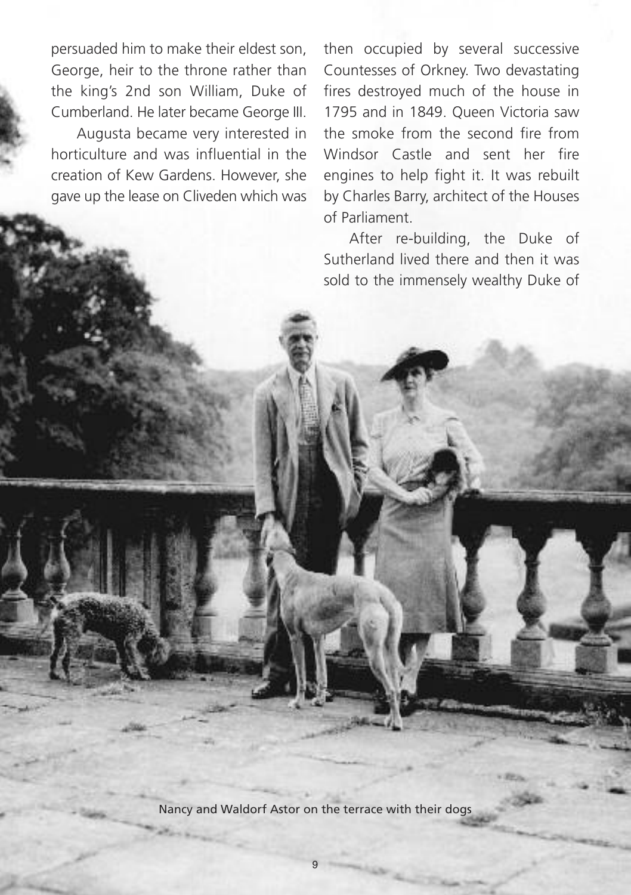persuaded him to make their eldest son, George, heir to the throne rather than the king's 2nd son William, Duke of Cumberland. He later became George III.

Augusta became very interested in horticulture and was influential in the creation of Kew Gardens. However, she gave up the lease on Cliveden which was then occupied by several successive Countesses of Orkney. Two devastating fires destroyed much of the house in 1795 and in 1849. Queen Victoria saw the smoke from the second fire from Windsor Castle and sent her fire engines to help fight it. It was rebuilt by Charles Barry, architect of the Houses of Parliament.

After re-building, the Duke of Sutherland lived there and then it was sold to the immensely wealthy Duke of

Nancy and Waldorf Astor on the terrace with their dogs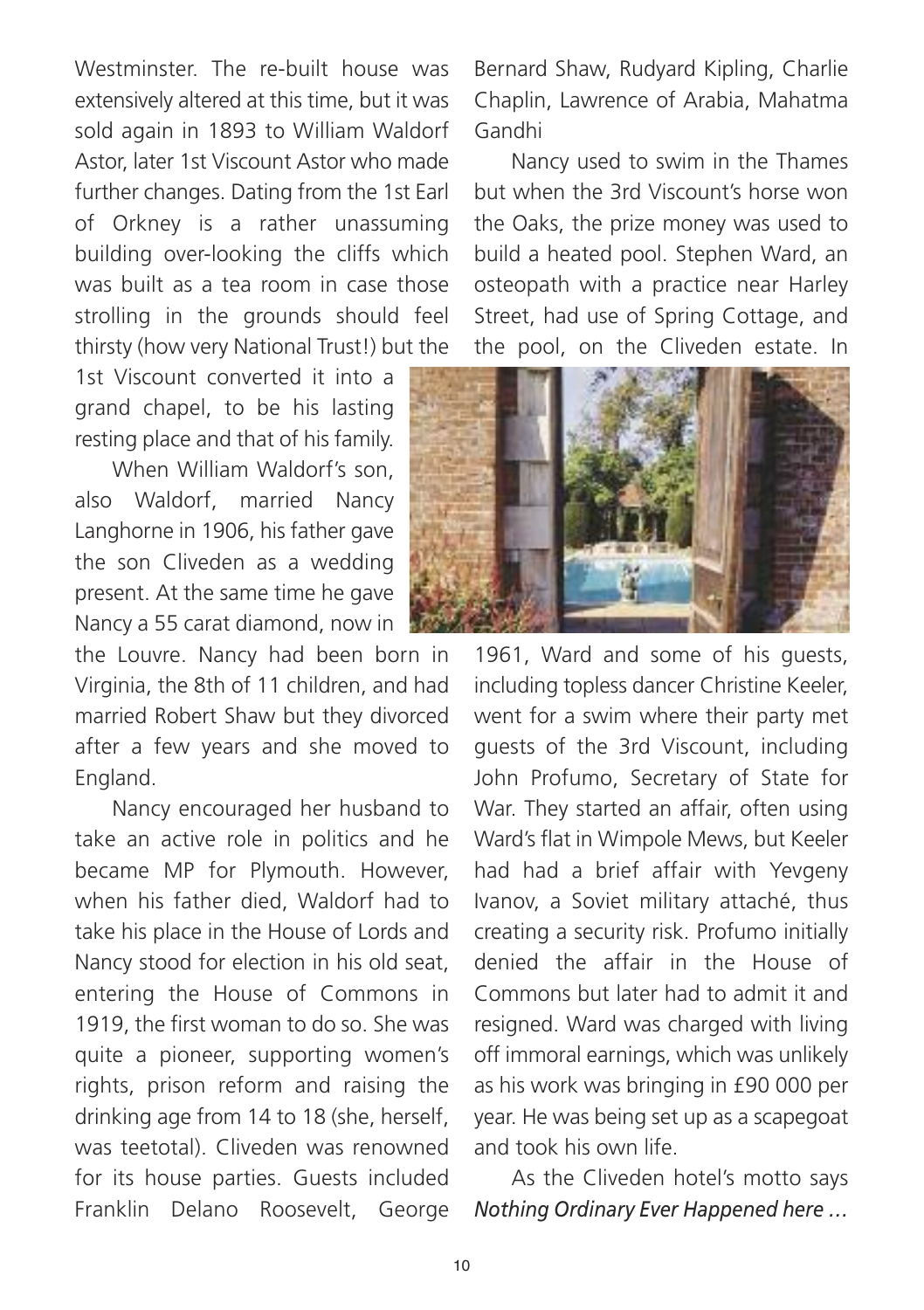Westminster. The re-built house was extensively altered at this time, but it was sold again in 1893 to William Waldorf Astor, later 1st Viscount Astor who made further changes. Dating from the 1st Earl of Orkney is a rather unassuming building over-looking the cliffs which was built as a tea room in case those strolling in the grounds should feel thirsty (how very National Trust!) but the 1st Viscount converted it into a grand chapel, to be his lasting resting place and that of his family.

When William Waldorf's son, also Waldorf, married Nancy Langhorne in 1906, his father gave the son Cliveden as a wedding present. At the same time he gave Nancy a 55 carat diamond, now in the Louvre. Nancy had been born in Virginia, the 8th of 11 children, and had married Robert Shaw but they divorced after a few years and she moved to England.

Nancy encouraged her husband to take an active role in politics and he became MP for Plymouth. However, when his father died, Waldorf had to take his place in the House of Lords and Nancy stood for election in his old seat, entering the House of Commons in 1919, the first woman to do so. She was quite a pioneer, supporting women's rights, prison reform and raising the drinking age from 14 to 18 (she, herself, was teetotal). Cliveden was renowned for its house parties. Guests included Franklin Delano Roosevelt, George Bernard Shaw, Rudyard Kipling, Charlie Chaplin, Lawrence of Arabia, Mahatma Gandhi

Nancy used to swim in the Thames but when the 3rd Viscount's horse won the Oaks, the prize money was used to build a heated pool. Stephen Ward, an osteopath with a practice near Harley Street, had use of Spring Cottage, and the pool, on the Cliveden estate. In 1961, Ward and some of his guests, including topless dancer Christine Keeler, went for a swim where their party met guests of the 3rd Viscount, including John Profumo, Secretary of State for War. They started an affair, often using Ward's flat in Wimpole Mews, but Keeler had had a brief affair with Yevgeny Ivanov, a Soviet military attaché, thus creating a security risk. Profumo initially denied the affair in the House of Commons but later had to admit it and resigned. Ward was charged with living off immoral earnings, which was unlikely as his work was bringing in £90 000 per year. He was being set up as a scapegoat and took his own life.

As the Cliveden hotel's motto says *Nothing Ordinary Ever Happened here …*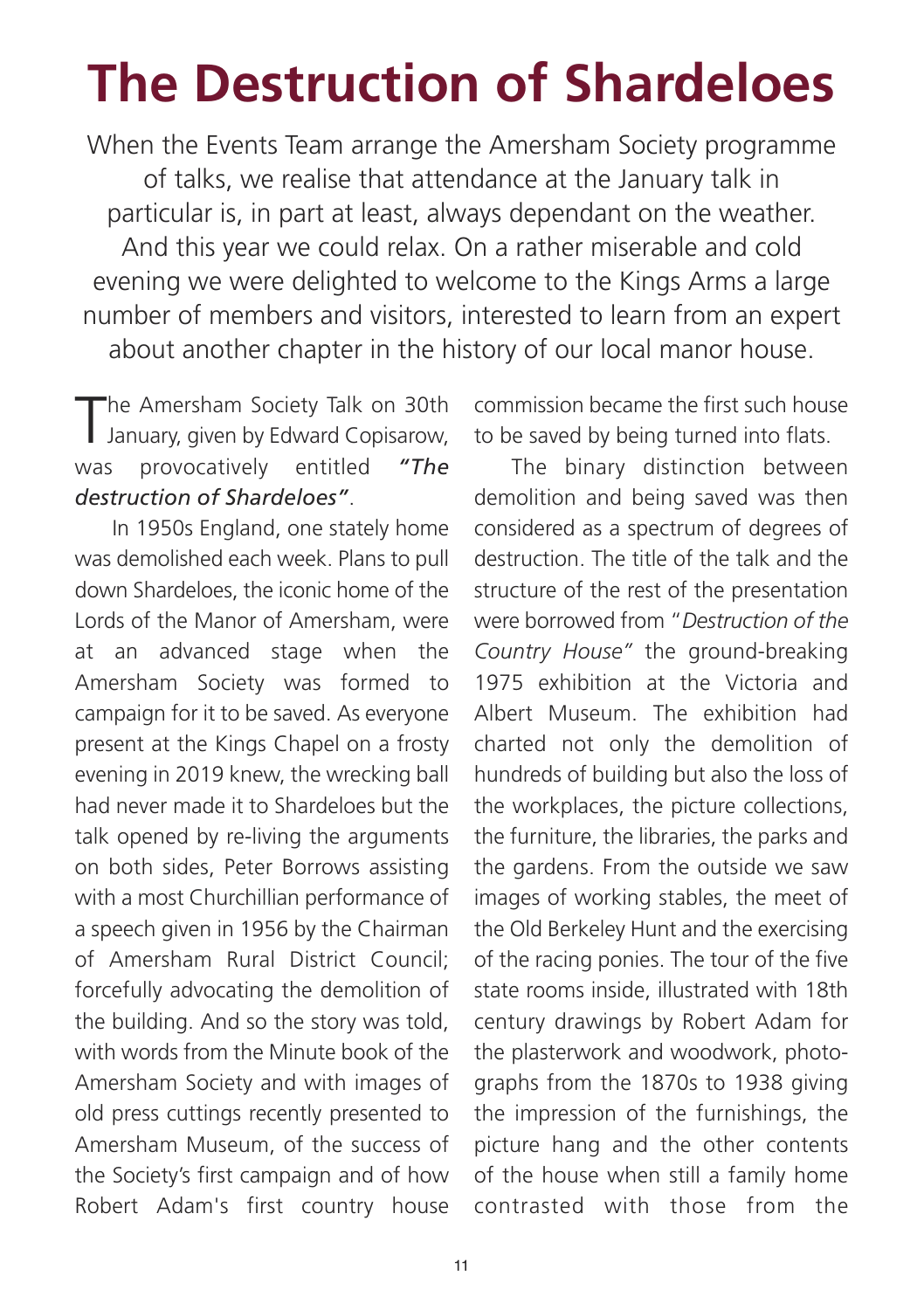# The Destruction of Shardeloes

When the Events Team arrange the Amersham Society programme of talks, we realise that attendance at the January talk in particular is, in part at least, always dependant on the weather. And this year we could relax. On a rather miserable and cold evening we were delighted to welcome to the Kings Arms a large number of members and visitors, interested to learn from an expert about another chapter in the history of our local manor house.

The Amersham Society Talk on 30th January, given by Edward Copisarow, was provocatively entitled ***"The destruction of Shardeloes"***.

In 1950s England, one stately home was demolished each week. Plans to pull down Shardeloes, the iconic home of the Lords of the Manor of Amersham, were at an advanced stage when the Amersham Society was formed to campaign for it to be saved. As everyone present at the Kings Chapel on a frosty evening in 2019 knew, the wrecking ball had never made it to Shardeloes but the talk opened by re-living the arguments on both sides, Peter Borrows assisting with a most Churchillian performance of a speech given in 1956 by the Chairman of Amersham Rural District Council; forcefully advocating the demolition of the building. And so the story was told, with words from the Minute book of the Amersham Society and with images of old press cuttings recently presented to Amersham Museum, of the success of the Society's first campaign and of how Robert Adam's first country house commission became the first such house to be saved by being turned into flats.

The binary distinction between demolition and being saved was then considered as a spectrum of degrees of destruction. The title of the talk and the structure of the rest of the presentation were borrowed from "*Destruction of the Country House"* the ground-breaking 1975 exhibition at the Victoria and Albert Museum. The exhibition had charted not only the demolition of hundreds of building but also the loss of the workplaces, the picture collections, the furniture, the libraries, the parks and the gardens. From the outside we saw images of working stables, the meet of the Old Berkeley Hunt and the exercising of the racing ponies. The tour of the five state rooms inside, illustrated with 18th century drawings by Robert Adam for the plasterwork and woodwork, photographs from the 1870s to 1938 giving the impression of the furnishings, the picture hang and the other contents of the house when still a family home contrasted with those from the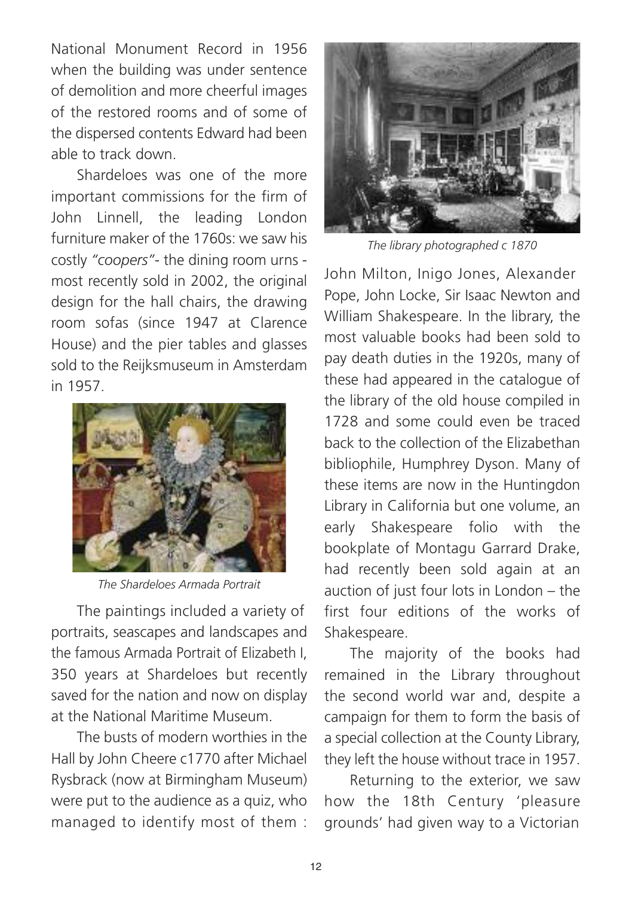National Monument Record in 1956 when the building was under sentence of demolition and more cheerful images of the restored rooms and of some of the dispersed contents Edward had been able to track down.

Shardeloes was one of the more important commissions for the firm of John Linnell, the leading London furniture maker of the 1760s: we saw his costly *"coopers"*- the dining room urns - most recently sold in 2002, the original design for the hall chairs, the drawing room sofas (since 1947 at Clarence House) and the pier tables and glasses sold to the Reijksmuseum in Amsterdam in 1957.

*The Shardeloes Armada Portrait*

The paintings included a variety of portraits, seascapes and landscapes and the famous Armada Portrait of Elizabeth I, 350 years at Shardeloes but recently saved for the nation and now on display at the National Maritime Museum.

The busts of modern worthies in the Hall by John Cheere c1770 after Michael Rysbrack (now at Birmingham Museum) were put to the audience as a quiz, who managed to identify most of them : John Milton, Inigo Jones, Alexander Pope, John Locke, Sir Isaac Newton and William Shakespeare. In the library, the most valuable books had been sold to pay death duties in the 1920s, many of these had appeared in the catalogue of the library of the old house compiled in 1728 and some could even be traced back to the collection of the Elizabethan bibliophile, Humphrey Dyson. Many of these items are now in the Huntingdon Library in California but one volume, an early Shakespeare folio with the bookplate of Montagu Garrard Drake, had recently been sold again at an auction of just four lots in London – the first four editions of the works of Shakespeare.

*The library photographed c 1870*

The majority of the books had remained in the Library throughout the second world war and, despite a campaign for them to form the basis of a special collection at the County Library, they left the house without trace in 1957.

Returning to the exterior, we saw how the 18th Century 'pleasure grounds' had given way to a Victorian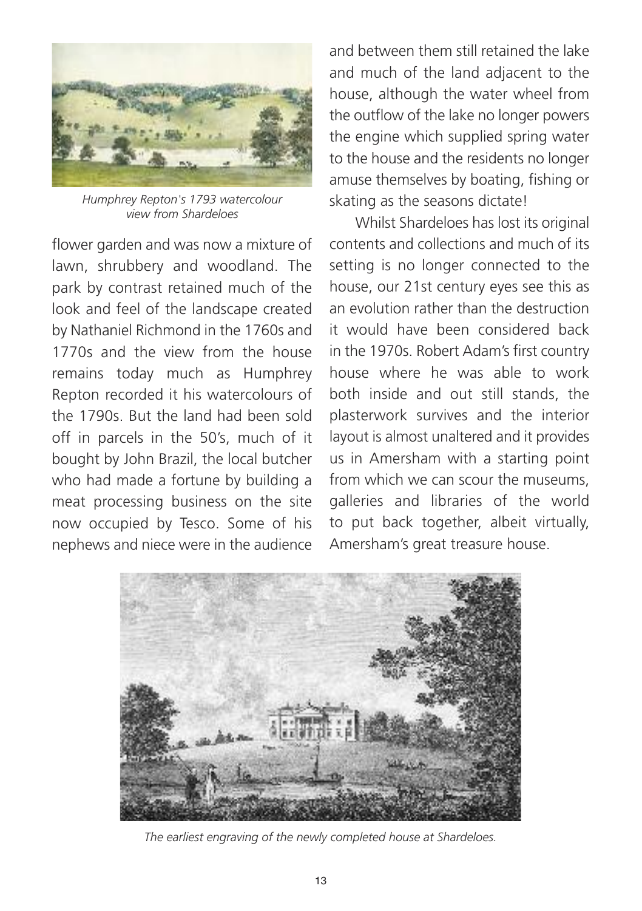*Humphrey Repton's 1793 watercolour view from Shardeloes*

flower garden and was now a mixture of lawn, shrubbery and woodland. The park by contrast retained much of the look and feel of the landscape created by Nathaniel Richmond in the 1760s and 1770s and the view from the house remains today much as Humphrey Repton recorded it his watercolours of the 1790s. But the land had been sold off in parcels in the 50's, much of it bought by John Brazil, the local butcher who had made a fortune by building a meat processing business on the site now occupied by Tesco. Some of his nephews and niece were in the audience and between them still retained the lake and much of the land adjacent to the house, although the water wheel from the outflow of the lake no longer powers the engine which supplied spring water to the house and the residents no longer amuse themselves by boating, fishing or skating as the seasons dictate!

Whilst Shardeloes has lost its original contents and collections and much of its setting is no longer connected to the house, our 21st century eyes see this as an evolution rather than the destruction it would have been considered back in the 1970s. Robert Adam's first country house where he was able to work both inside and out still stands, the plasterwork survives and the interior layout is almost unaltered and it provides us in Amersham with a starting point from which we can scour the museums, galleries and libraries of the world to put back together, albeit virtually, Amersham's great treasure house.

*The earliest engraving of the newly completed house at Shardeloes.*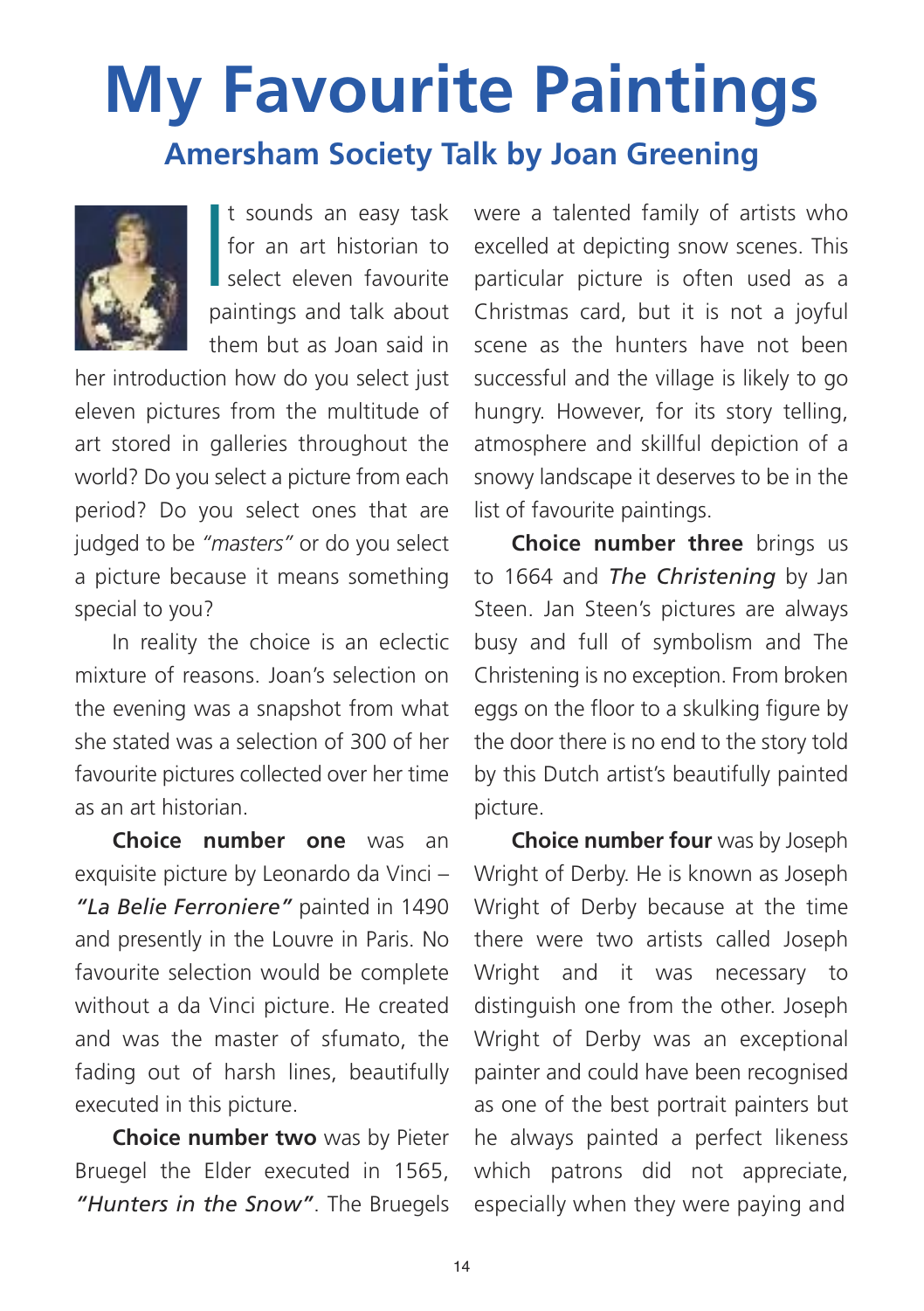# My Favourite Paintings

## Amersham Society Talk by Joan Greening

It sounds an easy task for an art historian to select eleven favourite paintings and talk about them but as Joan said in her introduction how do you select just eleven pictures from the multitude of art stored in galleries throughout the world? Do you select a picture from each period? Do you select ones that are judged to be *"masters"* or do you select a picture because it means something special to you?

In reality the choice is an eclectic mixture of reasons. Joan's selection on the evening was a snapshot from what she stated was a selection of 300 of her favourite pictures collected over her time as an art historian.

**Choice number one** was an exquisite picture by Leonardo da Vinci – ***"La Belie Ferroniere"*** painted in 1490 and presently in the Louvre in Paris. No favourite selection would be complete without a da Vinci picture. He created and was the master of sfumato, the fading out of harsh lines, beautifully executed in this picture.

**Choice number two** was by Pieter Bruegel the Elder executed in 1565, ***"Hunters in the Snow"***. The Bruegels were a talented family of artists who excelled at depicting snow scenes. This particular picture is often used as a Christmas card, but it is not a joyful scene as the hunters have not been successful and the village is likely to go hungry. However, for its story telling, atmosphere and skillful depiction of a snowy landscape it deserves to be in the list of favourite paintings.

**Choice number three** brings us to 1664 and *The Christening* by Jan Steen. Jan Steen's pictures are always busy and full of symbolism and The Christening is no exception. From broken eggs on the floor to a skulking figure by the door there is no end to the story told by this Dutch artist's beautifully painted picture.

**Choice number four** was by Joseph Wright of Derby. He is known as Joseph Wright of Derby because at the time there were two artists called Joseph Wright and it was necessary to distinguish one from the other. Joseph Wright of Derby was an exceptional painter and could have been recognised as one of the best portrait painters but he always painted a perfect likeness which patrons did not appreciate, especially when they were paying and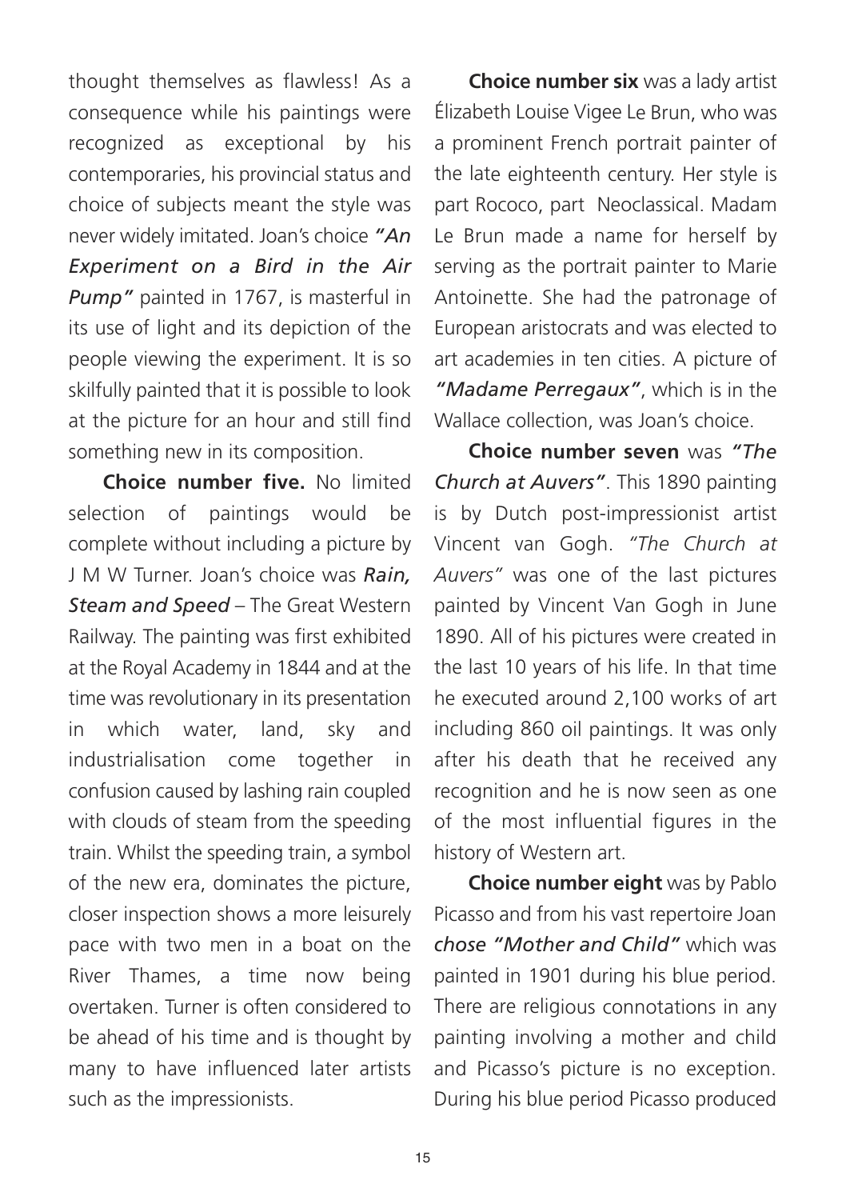thought themselves as flawless! As a consequence while his paintings were recognized as exceptional by his contemporaries, his provincial status and choice of subjects meant the style was never widely imitated. Joan's choice ***"An Experiment on a Bird in the Air Pump"*** painted in 1767, is masterful in its use of light and its depiction of the people viewing the experiment. It is so skilfully painted that it is possible to look at the picture for an hour and still find something new in its composition.

**Choice number five.** No limited selection of paintings would be complete without including a picture by J M W Turner. Joan's choice was ***Rain, Steam and Speed*** – The Great Western Railway. The painting was first exhibited at the Royal Academy in 1844 and at the time was revolutionary in its presentation in which water, land, sky and industrialisation come together in confusion caused by lashing rain coupled with clouds of steam from the speeding train. Whilst the speeding train, a symbol of the new era, dominates the picture, closer inspection shows a more leisurely pace with two men in a boat on the River Thames, a time now being overtaken. Turner is often considered to be ahead of his time and is thought by many to have influenced later artists such as the impressionists.

**Choice number six** was a lady artist Élizabeth Louise Vigee Le Brun, who was a prominent French portrait painter of the late eighteenth century. Her style is part Rococo, part Neoclassical. Madam Le Brun made a name for herself by serving as the portrait painter to Marie Antoinette. She had the patronage of European aristocrats and was elected to art academies in ten cities. A picture of ***"Madame Perregaux"***, which is in the Wallace collection, was Joan's choice.

**Choice number seven** was *"The Church at Auvers"*. This 1890 painting is by Dutch post-impressionist artist Vincent van Gogh. *"The Church at Auvers"* was one of the last pictures painted by Vincent Van Gogh in June 1890. All of his pictures were created in the last 10 years of his life. In that time he executed around 2,100 works of art including 860 oil paintings. It was only after his death that he received any recognition and he is now seen as one of the most influential figures in the history of Western art.

**Choice number eight** was by Pablo Picasso and from his vast repertoire Joan ***chose "Mother and Child"*** which was painted in 1901 during his blue period. There are religious connotations in any painting involving a mother and child and Picasso's picture is no exception. During his blue period Picasso produced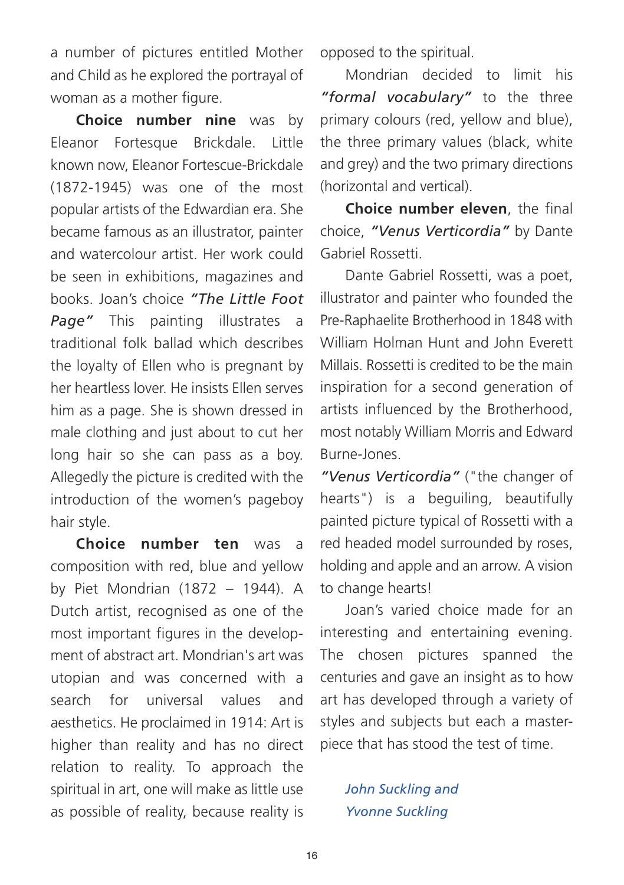a number of pictures entitled Mother and Child as he explored the portrayal of woman as a mother figure.

**Choice number nine** was by Eleanor Fortesque Brickdale. Little known now, Eleanor Fortescue-Brickdale (1872-1945) was one of the most popular artists of the Edwardian era. She became famous as an illustrator, painter and watercolour artist. Her work could be seen in exhibitions, magazines and books. Joan's choice ***"The Little Foot Page"*** This painting illustrates a traditional folk ballad which describes the loyalty of Ellen who is pregnant by her heartless lover. He insists Ellen serves him as a page. She is shown dressed in male clothing and just about to cut her long hair so she can pass as a boy. Allegedly the picture is credited with the introduction of the women's pageboy hair style.

**Choice number ten** was a composition with red, blue and yellow by Piet Mondrian (1872 – 1944). A Dutch artist, recognised as one of the most important figures in the development of abstract art. Mondrian's art was utopian and was concerned with a search for universal values and aesthetics. He proclaimed in 1914: Art is higher than reality and has no direct relation to reality. To approach the spiritual in art, one will make as little use as possible of reality, because reality is opposed to the spiritual.

Mondrian decided to limit his ***"formal vocabulary"*** to the three primary colours (red, yellow and blue), the three primary values (black, white and grey) and the two primary directions (horizontal and vertical).

**Choice number eleven**, the final choice, ***"Venus Verticordia"*** by Dante Gabriel Rossetti.

Dante Gabriel Rossetti, was a poet, illustrator and painter who founded the Pre-Raphaelite Brotherhood in 1848 with William Holman Hunt and John Everett Millais. Rossetti is credited to be the main inspiration for a second generation of artists influenced by the Brotherhood, most notably William Morris and Edward Burne-Jones.

***"Venus Verticordia"*** ("the changer of hearts") is a beguiling, beautifully painted picture typical of Rossetti with a red headed model surrounded by roses, holding and apple and an arrow. A vision to change hearts!

Joan's varied choice made for an interesting and entertaining evening. The chosen pictures spanned the centuries and gave an insight as to how art has developed through a variety of styles and subjects but each a masterpiece that has stood the test of time.

*John Suckling and*
*Yvonne Suckling*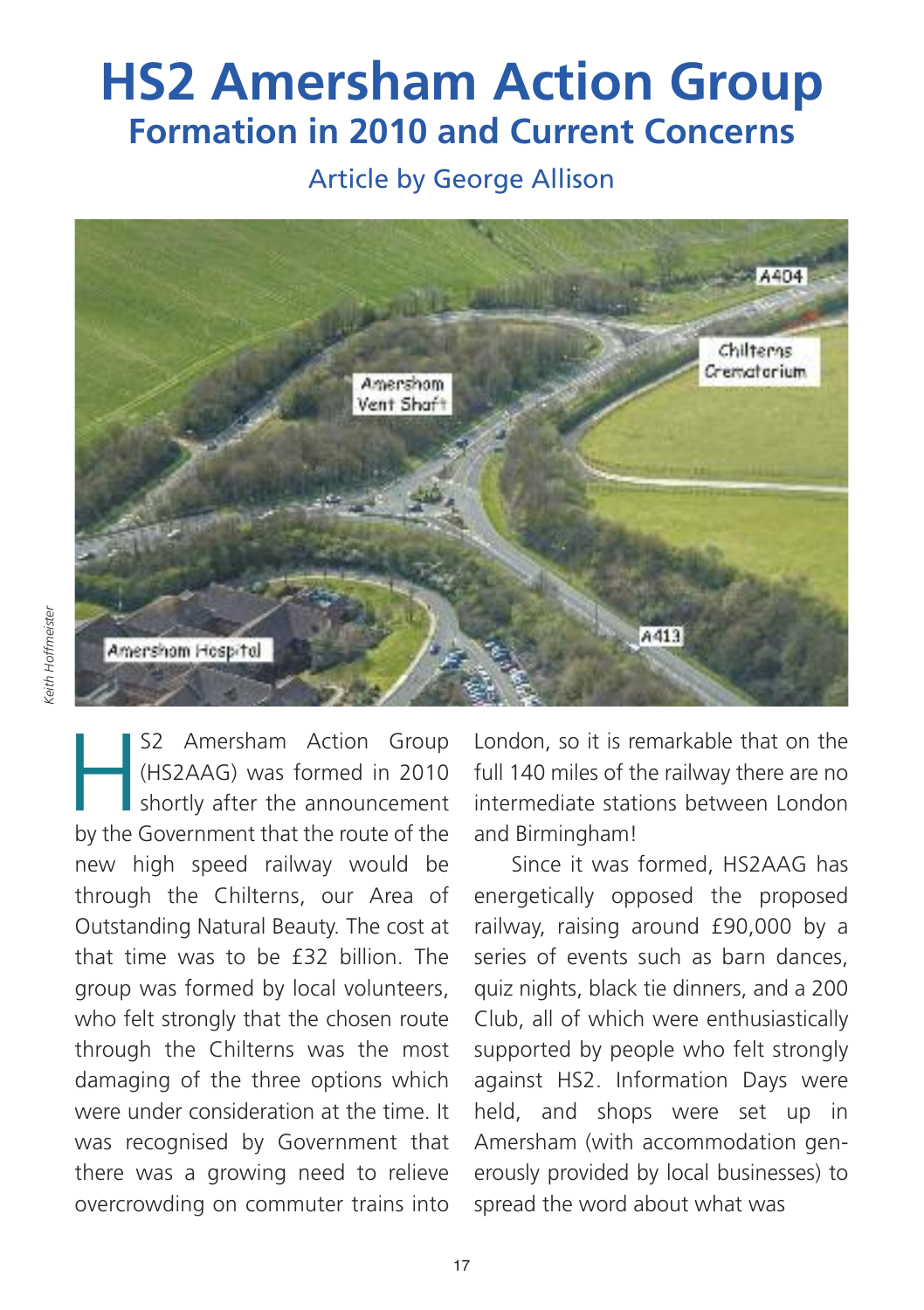# HS2 Amersham Action Group

## Formation in 2010 and Current Concerns

Article by George Allison

Keith Hoffmeister

HS2 Amersham Action Group (HS2AAG) was formed in 2010 shortly after the announcement by the Government that the route of the new high speed railway would be through the Chilterns, our Area of Outstanding Natural Beauty. The cost at that time was to be £32 billion. The group was formed by local volunteers, who felt strongly that the chosen route through the Chilterns was the most damaging of the three options which were under consideration at the time. It was recognised by Government that there was a growing need to relieve overcrowding on commuter trains into London, so it is remarkable that on the full 140 miles of the railway there are no intermediate stations between London and Birmingham!

Since it was formed, HS2AAG has energetically opposed the proposed railway, raising around £90,000 by a series of events such as barn dances, quiz nights, black tie dinners, and a 200 Club, all of which were enthusiastically supported by people who felt strongly against HS2. Information Days were held, and shops were set up in Amersham (with accommodation generously provided by local businesses) to spread the word about what was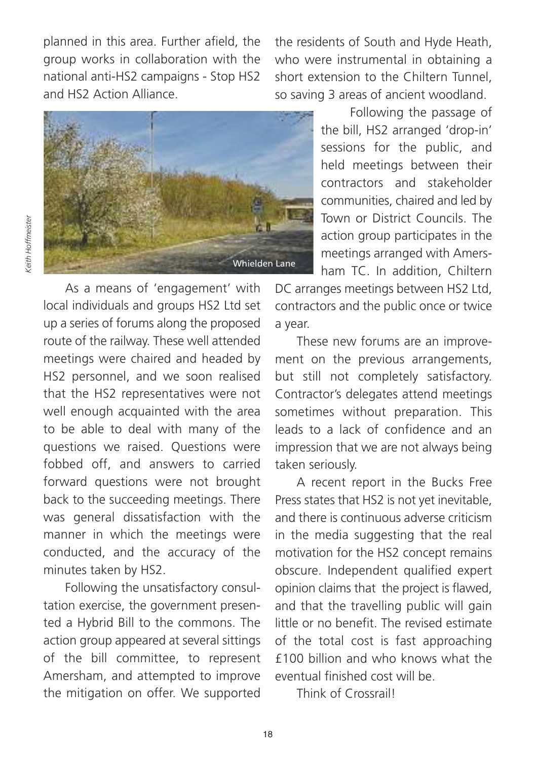planned in this area. Further afield, the group works in collaboration with the national anti-HS2 campaigns - Stop HS2 and HS2 Action Alliance.

Whielden Lane

*Keith Hoffmeister*

As a means of 'engagement' with local individuals and groups HS2 Ltd set up a series of forums along the proposed route of the railway. These well attended meetings were chaired and headed by HS2 personnel, and we soon realised that the HS2 representatives were not well enough acquainted with the area to be able to deal with many of the questions we raised. Questions were fobbed off, and answers to carried forward questions were not brought back to the succeeding meetings. There was general dissatisfaction with the manner in which the meetings were conducted, and the accuracy of the minutes taken by HS2.

Following the unsatisfactory consultation exercise, the government presented a Hybrid Bill to the commons. The action group appeared at several sittings of the bill committee, to represent Amersham, and attempted to improve the mitigation on offer. We supported the residents of South and Hyde Heath, who were instrumental in obtaining a short extension to the Chiltern Tunnel, so saving 3 areas of ancient woodland.

Following the passage of the bill, HS2 arranged 'drop-in' sessions for the public, and held meetings between their contractors and stakeholder communities, chaired and led by Town or District Councils. The action group participates in the meetings arranged with Amersham TC. In addition, Chiltern DC arranges meetings between HS2 Ltd, contractors and the public once or twice a year.

These new forums are an improvement on the previous arrangements, but still not completely satisfactory. Contractor's delegates attend meetings sometimes without preparation. This leads to a lack of confidence and an impression that we are not always being taken seriously.

A recent report in the Bucks Free Press states that HS2 is not yet inevitable, and there is continuous adverse criticism in the media suggesting that the real motivation for the HS2 concept remains obscure. Independent qualified expert opinion claims that the project is flawed, and that the travelling public will gain little or no benefit. The revised estimate of the total cost is fast approaching £100 billion and who knows what the eventual finished cost will be.

Think of Crossrail!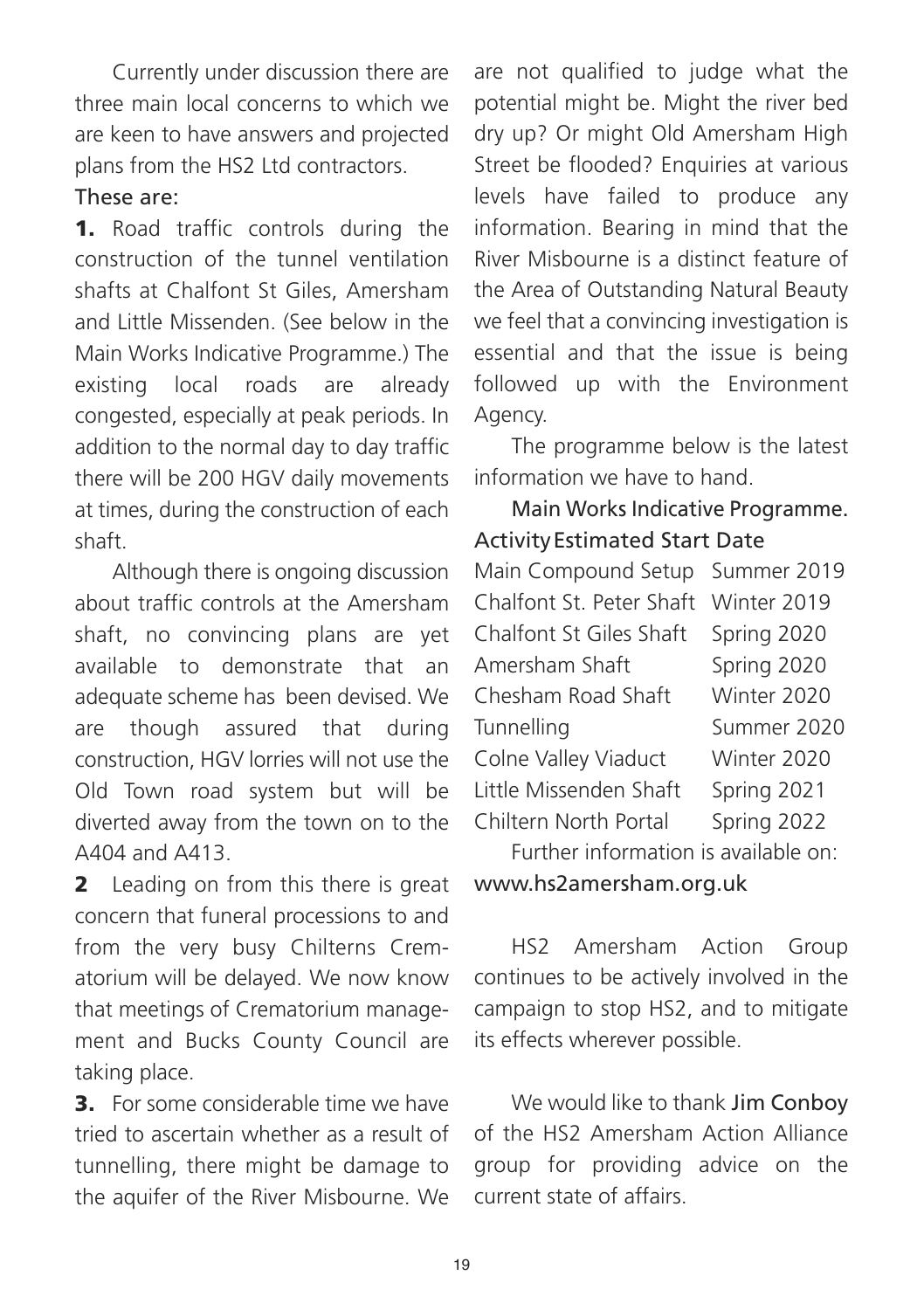Currently under discussion there are three main local concerns to which we are keen to have answers and projected plans from the HS2 Ltd contractors.

These are:

**1.** Road traffic controls during the construction of the tunnel ventilation shafts at Chalfont St Giles, Amersham and Little Missenden. (See below in the Main Works Indicative Programme.) The existing local roads are already congested, especially at peak periods. In addition to the normal day to day traffic there will be 200 HGV daily movements at times, during the construction of each shaft.

Although there is ongoing discussion about traffic controls at the Amersham shaft, no convincing plans are yet available to demonstrate that an adequate scheme has been devised. We are though assured that during construction, HGV lorries will not use the Old Town road system but will be diverted away from the town on to the A404 and A413.

**2** Leading on from this there is great concern that funeral processions to and from the very busy Chilterns Crematorium will be delayed. We now know that meetings of Crematorium management and Bucks County Council are taking place.

**3.** For some considerable time we have tried to ascertain whether as a result of tunnelling, there might be damage to the aquifer of the River Misbourne. We are not qualified to judge what the potential might be. Might the river bed dry up? Or might Old Amersham High Street be flooded? Enquiries at various levels have failed to produce any information. Bearing in mind that the River Misbourne is a distinct feature of the Area of Outstanding Natural Beauty we feel that a convincing investigation is essential and that the issue is being followed up with the Environment Agency.

The programme below is the latest information we have to hand.

Main Works Indicative Programme.

| Activity | Estimated Start Date |
|---|---|
| Main Compound Setup | Summer 2019 |
| Chalfont St. Peter Shaft | Winter 2019 |
| Chalfont St Giles Shaft | Spring 2020 |
| Amersham Shaft | Spring 2020 |
| Chesham Road Shaft | Winter 2020 |
| Tunnelling | Summer 2020 |
| Colne Valley Viaduct | Winter 2020 |
| Little Missenden Shaft | Spring 2021 |
| Chiltern North Portal | Spring 2022 |

Further information is available on: www.hs2amersham.org.uk

HS2 Amersham Action Group continues to be actively involved in the campaign to stop HS2, and to mitigate its effects wherever possible.

We would like to thank Jim Conboy of the HS2 Amersham Action Alliance group for providing advice on the current state of affairs.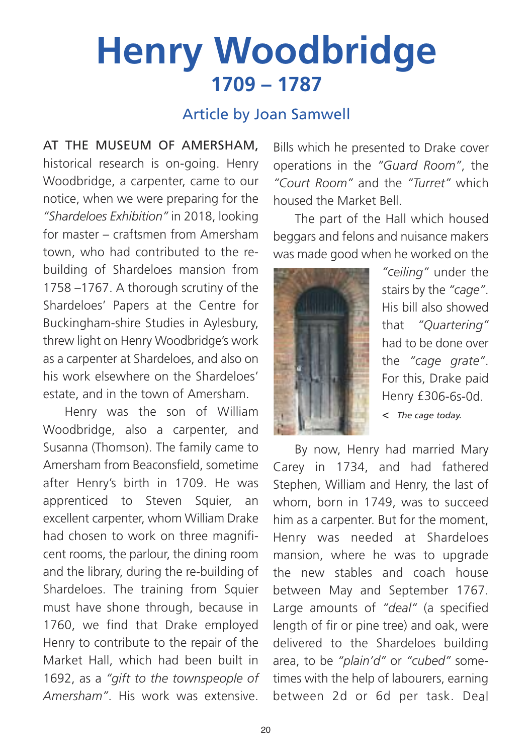# Henry Woodbridge

## 1709 – 1787

### Article by Joan Samwell

AT THE MUSEUM OF AMERSHAM, historical research is on-going. Henry Woodbridge, a carpenter, came to our notice, when we were preparing for the *"Shardeloes Exhibition"* in 2018, looking for master – craftsmen from Amersham town, who had contributed to the re-building of Shardeloes mansion from 1758 –1767. A thorough scrutiny of the Shardeloes' Papers at the Centre for Buckingham-shire Studies in Aylesbury, threw light on Henry Woodbridge's work as a carpenter at Shardeloes, and also on his work elsewhere on the Shardeloes' estate, and in the town of Amersham.

Henry was the son of William Woodbridge, also a carpenter, and Susanna (Thomson). The family came to Amersham from Beaconsfield, sometime after Henry's birth in 1709. He was apprenticed to Steven Squier, an excellent carpenter, whom William Drake had chosen to work on three magnificent rooms, the parlour, the dining room and the library, during the re-building of Shardeloes. The training from Squier must have shone through, because in 1760, we find that Drake employed Henry to contribute to the repair of the Market Hall, which had been built in 1692, as a *"gift to the townspeople of Amersham"*. His work was extensive. Bills which he presented to Drake cover operations in the *"Guard Room"*, the *"Court Room"* and the *"Turret"* which housed the Market Bell.

The part of the Hall which housed beggars and felons and nuisance makers was made good when he worked on the *"ceiling"* under the stairs by the *"cage"*. His bill also showed that *"Quartering"* had to be done over the *"cage grate"*. For this, Drake paid Henry £306-6s-0d.

< *The cage today.*

By now, Henry had married Mary Carey in 1734, and had fathered Stephen, William and Henry, the last of whom, born in 1749, was to succeed him as a carpenter. But for the moment, Henry was needed at Shardeloes mansion, where he was to upgrade the new stables and coach house between May and September 1767. Large amounts of *"deal"* (a specified length of fir or pine tree) and oak, were delivered to the Shardeloes building area, to be *"plain'd"* or *"cubed"* sometimes with the help of labourers, earning between 2d or 6d per task. Deal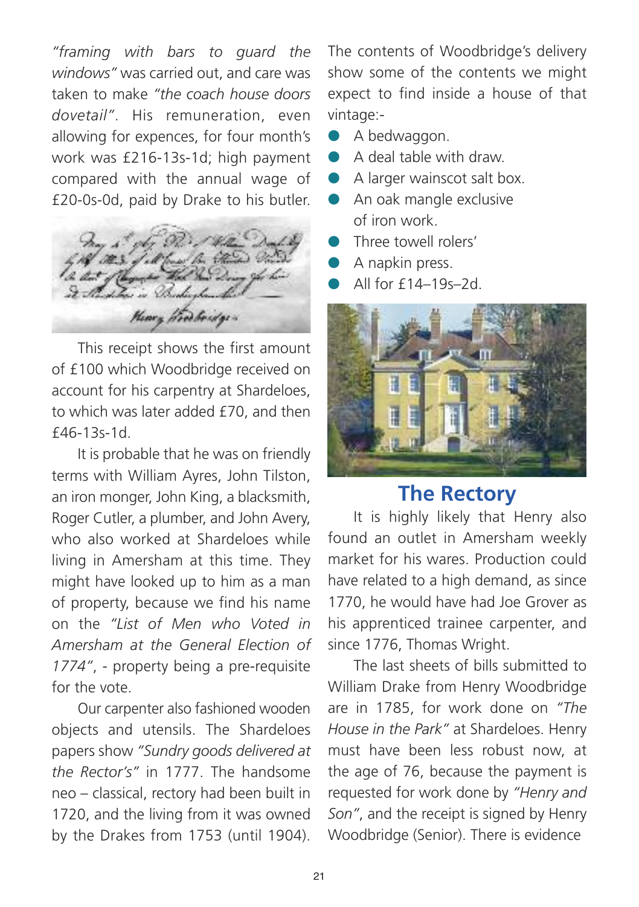*"framing with bars to guard the windows"* was carried out, and care was taken to make *"the coach house doors dovetail"*. His remuneration, even allowing for expences, for four month's work was £216-13s-1d; high payment compared with the annual wage of £20-0s-0d, paid by Drake to his butler.

This receipt shows the first amount of £100 which Woodbridge received on account for his carpentry at Shardeloes, to which was later added £70, and then £46-13s-1d.

It is probable that he was on friendly terms with William Ayres, John Tilston, an iron monger, John King, a blacksmith, Roger Cutler, a plumber, and John Avery, who also worked at Shardeloes while living in Amersham at this time. They might have looked up to him as a man of property, because we find his name on the *"List of Men who Voted in Amersham at the General Election of 1774"*, - property being a pre-requisite for the vote.

Our carpenter also fashioned wooden objects and utensils. The Shardeloes papers show *"Sundry goods delivered at the Rector's"* in 1777. The handsome neo – classical, rectory had been built in 1720, and the living from it was owned by the Drakes from 1753 (until 1904).

The contents of Woodbridge's delivery show some of the contents we might expect to find inside a house of that vintage:-

- A bedwaggon.
- A deal table with draw.
- A larger wainscot salt box.
- An oak mangle exclusive of iron work.
- Three towell rolers'
- A napkin press.
- All for £14–19s–2d.

## The Rectory

It is highly likely that Henry also found an outlet in Amersham weekly market for his wares. Production could have related to a high demand, as since 1770, he would have had Joe Grover as his apprenticed trainee carpenter, and since 1776, Thomas Wright.

The last sheets of bills submitted to William Drake from Henry Woodbridge are in 1785, for work done on *"The House in the Park"* at Shardeloes. Henry must have been less robust now, at the age of 76, because the payment is requested for work done by *"Henry and Son"*, and the receipt is signed by Henry Woodbridge (Senior). There is evidence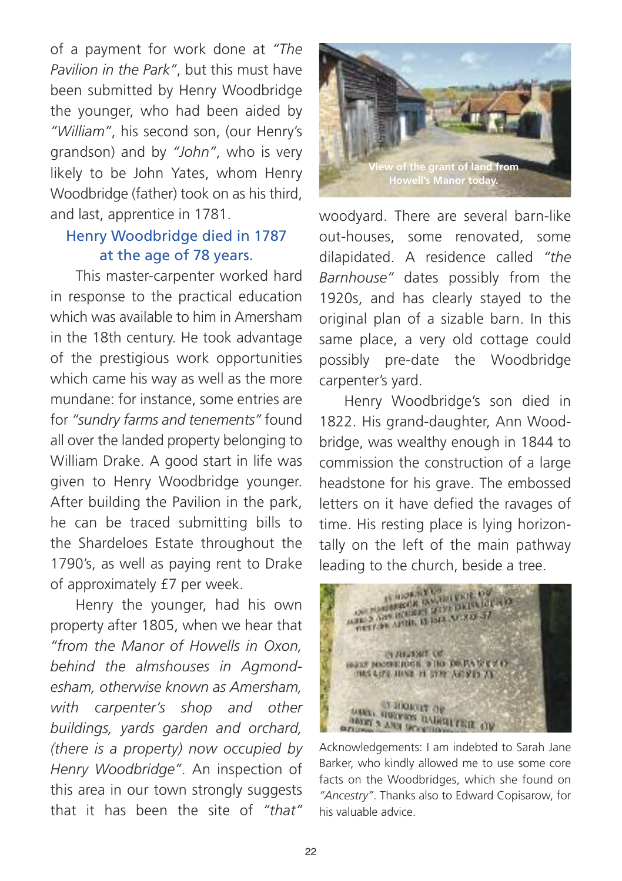of a payment for work done at *"The Pavilion in the Park"*, but this must have been submitted by Henry Woodbridge the younger, who had been aided by *"William"*, his second son, (our Henry's grandson) and by *"John"*, who is very likely to be John Yates, whom Henry Woodbridge (father) took on as his third, and last, apprentice in 1781.

## Henry Woodbridge died in 1787 at the age of 78 years.

This master-carpenter worked hard in response to the practical education which was available to him in Amersham in the 18th century. He took advantage of the prestigious work opportunities which came his way as well as the more mundane: for instance, some entries are for *"sundry farms and tenements"* found all over the landed property belonging to William Drake. A good start in life was given to Henry Woodbridge younger. After building the Pavilion in the park, he can be traced submitting bills to the Shardeloes Estate throughout the 1790's, as well as paying rent to Drake of approximately £7 per week.

Henry the younger, had his own property after 1805, when we hear that *"from the Manor of Howells in Oxon, behind the almshouses in Agmondesham, otherwise known as Amersham, with carpenter's shop and other buildings, yards garden and orchard, (there is a property) now occupied by Henry Woodbridge"*. An inspection of this area in our town strongly suggests that it has been the site of *"that"* woodyard. There are several barn-like out-houses, some renovated, some dilapidated. A residence called *"the Barnhouse"* dates possibly from the 1920s, and has clearly stayed to the original plan of a sizable barn. In this same place, a very old cottage could possibly pre-date the Woodbridge carpenter's yard.

View of the grant of land from Howell's Manor today.

Henry Woodbridge's son died in 1822. His grand-daughter, Ann Woodbridge, was wealthy enough in 1844 to commission the construction of a large headstone for his grave. The embossed letters on it have defied the ravages of time. His resting place is lying horizontally on the left of the main pathway leading to the church, beside a tree.

Acknowledgements: I am indebted to Sarah Jane Barker, who kindly allowed me to use some core facts on the Woodbridges, which she found on *"Ancestry"*. Thanks also to Edward Copisarow, for his valuable advice.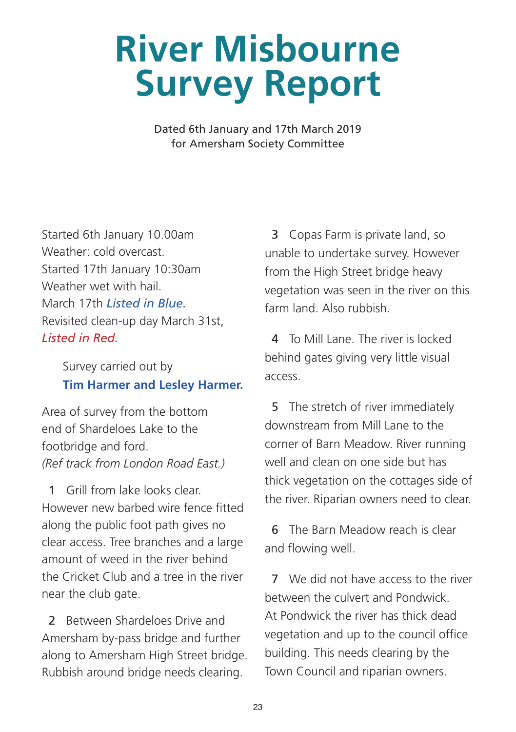# River Misbourne Survey Report

Dated 6th January and 17th March 2019
for Amersham Society Committee

Started 6th January 10.00am
Weather: cold overcast.
Started 17th January 10:30am
Weather wet with hail.
March 17th ***Listed in Blue.***
Revisited clean-up day March 31st,
***Listed in Red.***

Survey carried out by
**Tim Harmer and Lesley Harmer.**

Area of survey from the bottom end of Shardeloes Lake to the footbridge and ford.
*(Ref track from London Road East.)*

1 Grill from lake looks clear. However new barbed wire fence fitted along the public foot path gives no clear access. Tree branches and a large amount of weed in the river behind the Cricket Club and a tree in the river near the club gate.

2 Between Shardeloes Drive and Amersham by-pass bridge and further along to Amersham High Street bridge. Rubbish around bridge needs clearing.

3 Copas Farm is private land, so unable to undertake survey. However from the High Street bridge heavy vegetation was seen in the river on this farm land. Also rubbish.

4 To Mill Lane. The river is locked behind gates giving very little visual access.

5 The stretch of river immediately downstream from Mill Lane to the corner of Barn Meadow. River running well and clean on one side but has thick vegetation on the cottages side of the river. Riparian owners need to clear.

6 The Barn Meadow reach is clear and flowing well.

7 We did not have access to the river between the culvert and Pondwick. At Pondwick the river has thick dead vegetation and up to the council office building. This needs clearing by the Town Council and riparian owners.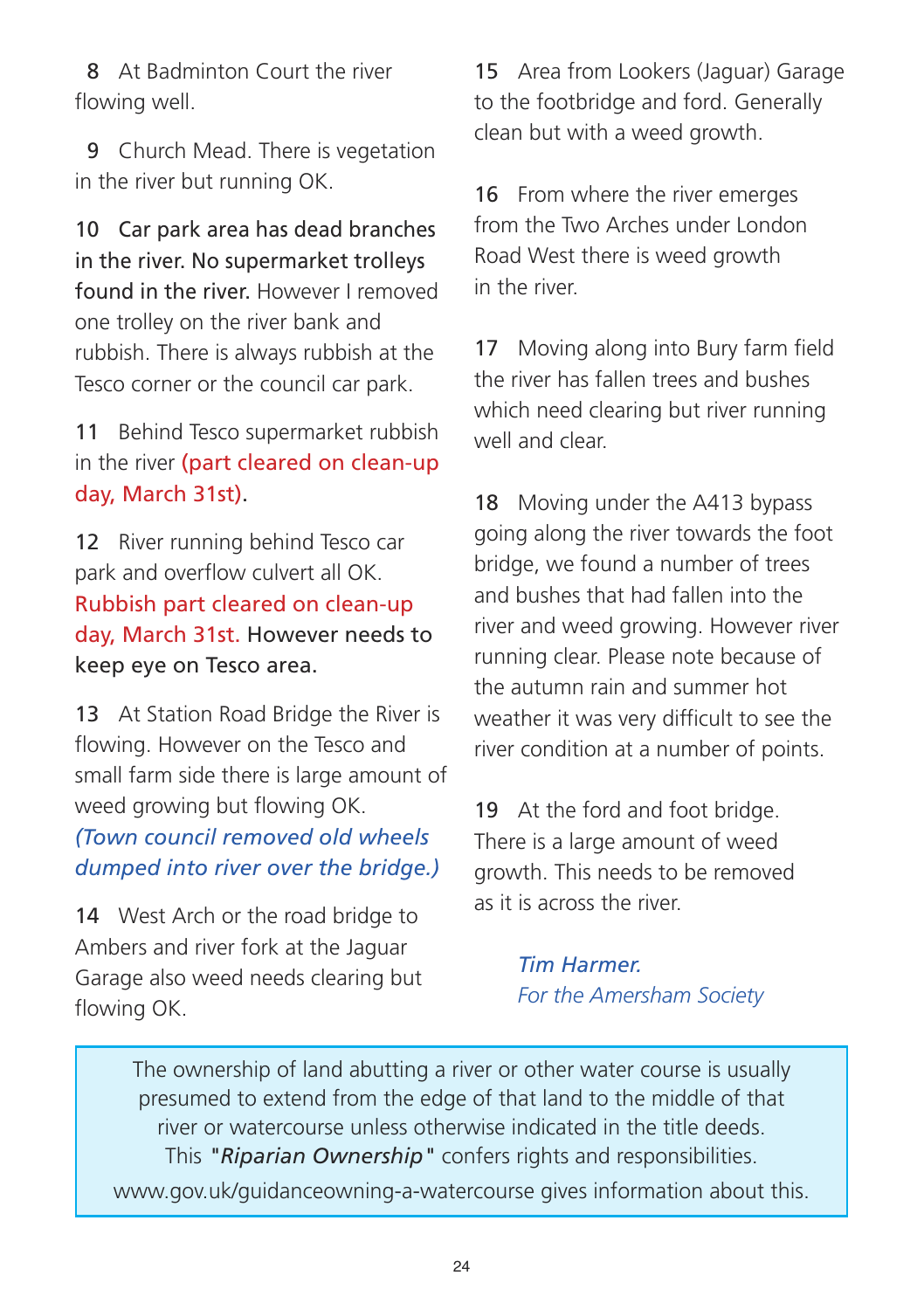8 At Badminton Court the river flowing well.

9 Church Mead. There is vegetation in the river but running OK.

10 Car park area has dead branches in the river. No supermarket trolleys found in the river. However I removed one trolley on the river bank and rubbish. There is always rubbish at the Tesco corner or the council car park.

11 Behind Tesco supermarket rubbish in the river (part cleared on clean-up day, March 31st).

12 River running behind Tesco car park and overflow culvert all OK. Rubbish part cleared on clean-up day, March 31st. However needs to keep eye on Tesco area.

13 At Station Road Bridge the River is flowing. However on the Tesco and small farm side there is large amount of weed growing but flowing OK. *(Town council removed old wheels dumped into river over the bridge.)*

14 West Arch or the road bridge to Ambers and river fork at the Jaguar Garage also weed needs clearing but flowing OK.

15 Area from Lookers (Jaguar) Garage to the footbridge and ford. Generally clean but with a weed growth.

16 From where the river emerges from the Two Arches under London Road West there is weed growth in the river.

17 Moving along into Bury farm field the river has fallen trees and bushes which need clearing but river running well and clear.

18 Moving under the A413 bypass going along the river towards the foot bridge, we found a number of trees and bushes that had fallen into the river and weed growing. However river running clear. Please note because of the autumn rain and summer hot weather it was very difficult to see the river condition at a number of points.

19 At the ford and foot bridge. There is a large amount of weed growth. This needs to be removed as it is across the river.

*Tim Harmer.*
*For the Amersham Society*

The ownership of land abutting a river or other water course is usually presumed to extend from the edge of that land to the middle of that river or watercourse unless otherwise indicated in the title deeds. This "*Riparian Ownership*" confers rights and responsibilities. www.gov.uk/guidanceowning-a-watercourse gives information about this.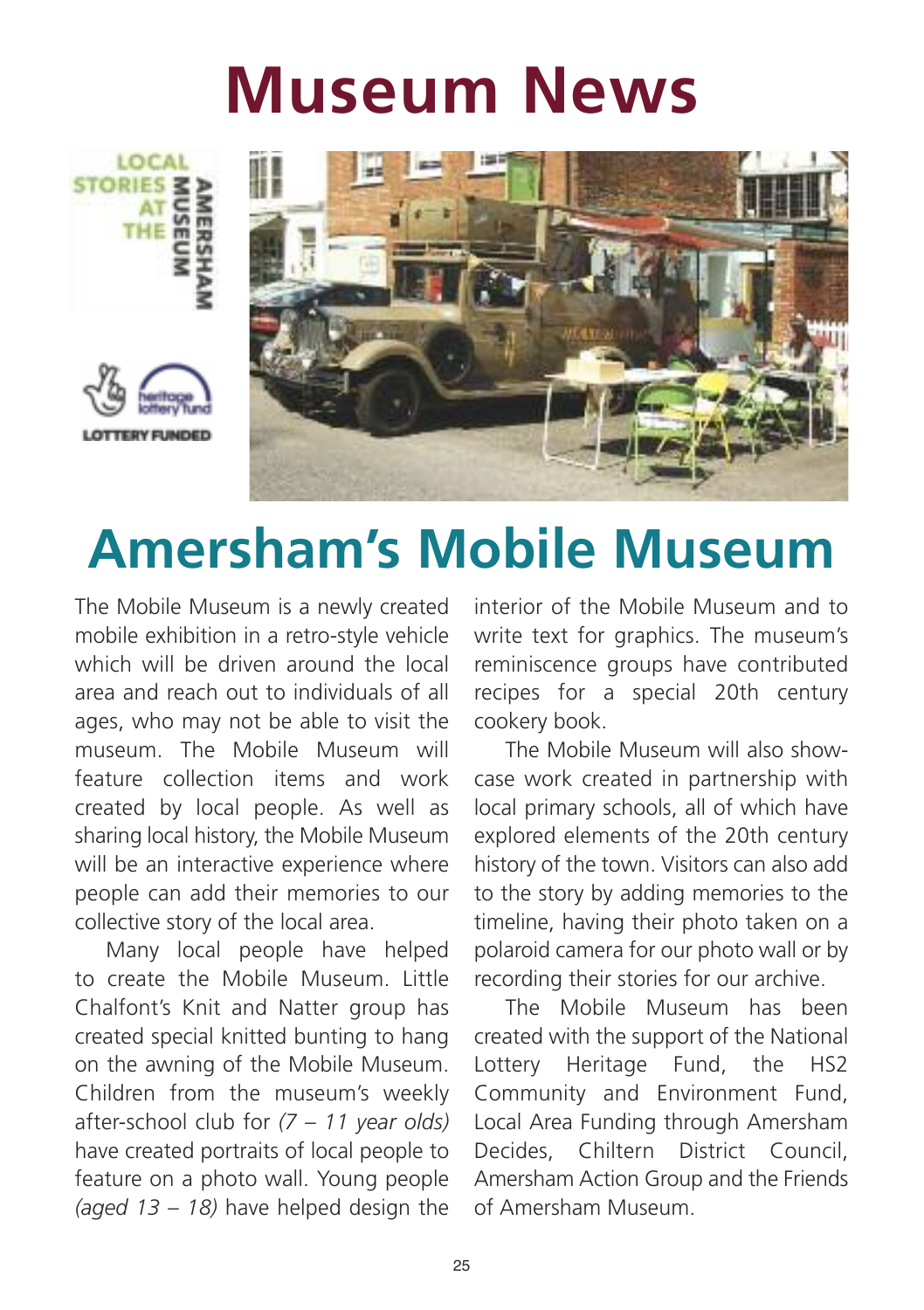# Museum News

LOCAL STORIES AT THE AMERSHAM MUSEUM

LOTTERY FUNDED

## Amersham's Mobile Museum

The Mobile Museum is a newly created mobile exhibition in a retro-style vehicle which will be driven around the local area and reach out to individuals of all ages, who may not be able to visit the museum. The Mobile Museum will feature collection items and work created by local people. As well as sharing local history, the Mobile Museum will be an interactive experience where people can add their memories to our collective story of the local area.

Many local people have helped to create the Mobile Museum. Little Chalfont's Knit and Natter group has created special knitted bunting to hang on the awning of the Mobile Museum. Children from the museum's weekly after-school club for *(7 – 11 year olds)* have created portraits of local people to feature on a photo wall. Young people *(aged 13 – 18)* have helped design the interior of the Mobile Museum and to write text for graphics. The museum's reminiscence groups have contributed recipes for a special 20th century cookery book.

The Mobile Museum will also showcase work created in partnership with local primary schools, all of which have explored elements of the 20th century history of the town. Visitors can also add to the story by adding memories to the timeline, having their photo taken on a polaroid camera for our photo wall or by recording their stories for our archive.

The Mobile Museum has been created with the support of the National Lottery Heritage Fund, the HS2 Community and Environment Fund, Local Area Funding through Amersham Decides, Chiltern District Council, Amersham Action Group and the Friends of Amersham Museum.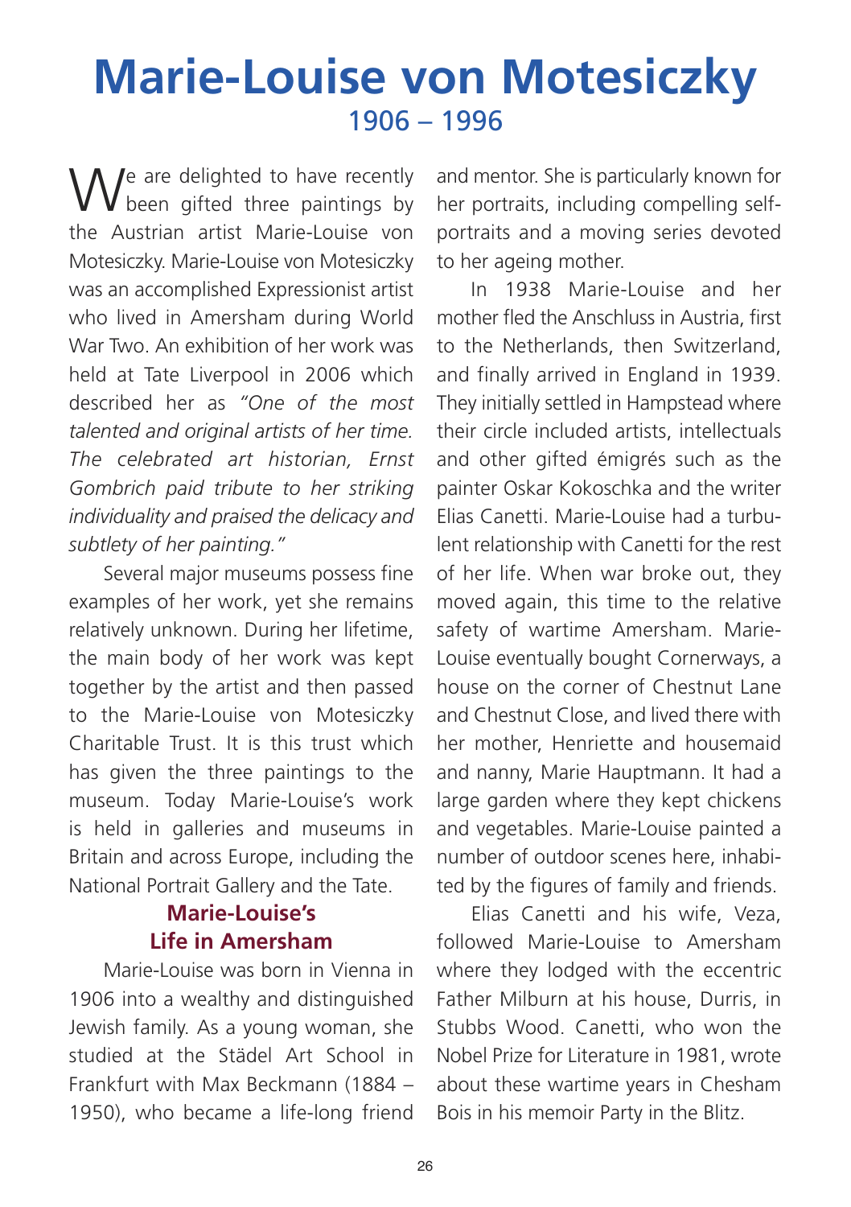# Marie-Louise von Motesiczky

## 1906 – 1996

We are delighted to have recently been gifted three paintings by the Austrian artist Marie-Louise von Motesiczky. Marie-Louise von Motesiczky was an accomplished Expressionist artist who lived in Amersham during World War Two. An exhibition of her work was held at Tate Liverpool in 2006 which described her as *"One of the most talented and original artists of her time. The celebrated art historian, Ernst Gombrich paid tribute to her striking individuality and praised the delicacy and subtlety of her painting."*

Several major museums possess fine examples of her work, yet she remains relatively unknown. During her lifetime, the main body of her work was kept together by the artist and then passed to the Marie-Louise von Motesiczky Charitable Trust. It is this trust which has given the three paintings to the museum. Today Marie-Louise's work is held in galleries and museums in Britain and across Europe, including the National Portrait Gallery and the Tate.

### Marie-Louise's Life in Amersham

Marie-Louise was born in Vienna in 1906 into a wealthy and distinguished Jewish family. As a young woman, she studied at the Städel Art School in Frankfurt with Max Beckmann (1884 – 1950), who became a life-long friend and mentor. She is particularly known for her portraits, including compelling self-portraits and a moving series devoted to her ageing mother.

In 1938 Marie-Louise and her mother fled the Anschluss in Austria, first to the Netherlands, then Switzerland, and finally arrived in England in 1939. They initially settled in Hampstead where their circle included artists, intellectuals and other gifted émigrés such as the painter Oskar Kokoschka and the writer Elias Canetti. Marie-Louise had a turbulent relationship with Canetti for the rest of her life. When war broke out, they moved again, this time to the relative safety of wartime Amersham. Marie-Louise eventually bought Cornerways, a house on the corner of Chestnut Lane and Chestnut Close, and lived there with her mother, Henriette and housemaid and nanny, Marie Hauptmann. It had a large garden where they kept chickens and vegetables. Marie-Louise painted a number of outdoor scenes here, inhabited by the figures of family and friends.

Elias Canetti and his wife, Veza, followed Marie-Louise to Amersham where they lodged with the eccentric Father Milburn at his house, Durris, in Stubbs Wood. Canetti, who won the Nobel Prize for Literature in 1981, wrote about these wartime years in Chesham Bois in his memoir Party in the Blitz.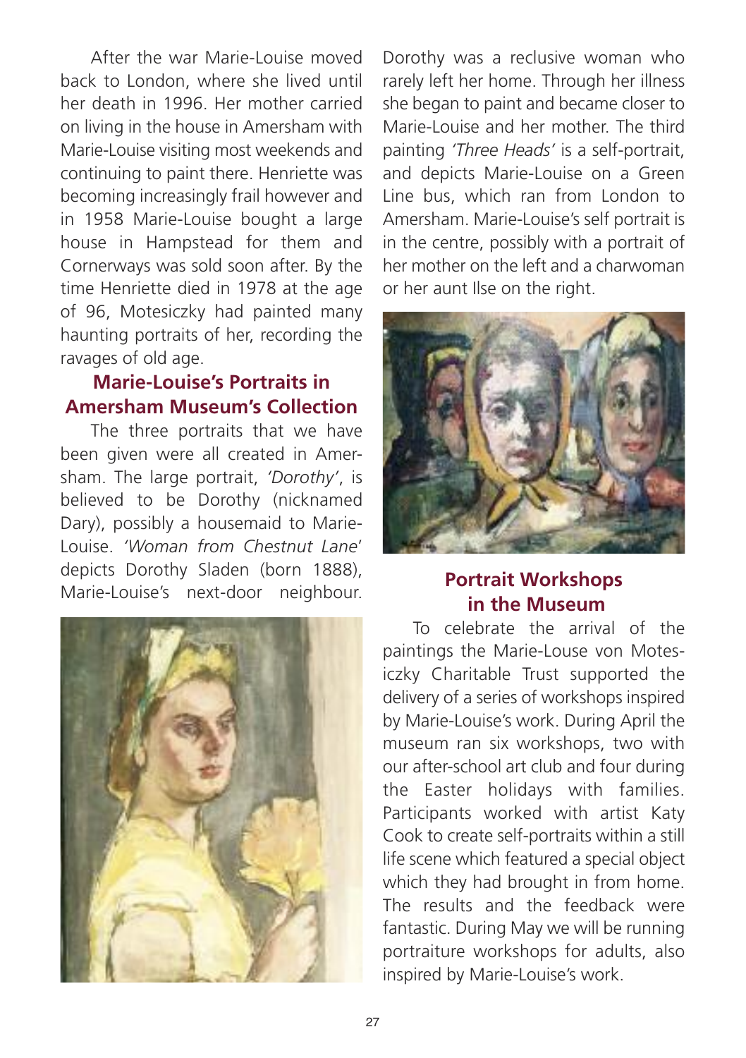After the war Marie-Louise moved back to London, where she lived until her death in 1996. Her mother carried on living in the house in Amersham with Marie-Louise visiting most weekends and continuing to paint there. Henriette was becoming increasingly frail however and in 1958 Marie-Louise bought a large house in Hampstead for them and Cornerways was sold soon after. By the time Henriette died in 1978 at the age of 96, Motesiczky had painted many haunting portraits of her, recording the ravages of old age.

## Marie-Louise's Portraits in Amersham Museum's Collection

The three portraits that we have been given were all created in Amersham. The large portrait, *'Dorothy'*, is believed to be Dorothy (nicknamed Dary), possibly a housemaid to Marie-Louise. *'Woman from Chestnut Lane'* depicts Dorothy Sladen (born 1888), Marie-Louise's next-door neighbour. Dorothy was a reclusive woman who rarely left her home. Through her illness she began to paint and became closer to Marie-Louise and her mother. The third painting *'Three Heads'* is a self-portrait, and depicts Marie-Louise on a Green Line bus, which ran from London to Amersham. Marie-Louise's self portrait is in the centre, possibly with a portrait of her mother on the left and a charwoman or her aunt Ilse on the right.

## Portrait Workshops in the Museum

To celebrate the arrival of the paintings the Marie-Louse von Motesiczky Charitable Trust supported the delivery of a series of workshops inspired by Marie-Louise's work. During April the museum ran six workshops, two with our after-school art club and four during the Easter holidays with families. Participants worked with artist Katy Cook to create self-portraits within a still life scene which featured a special object which they had brought in from home. The results and the feedback were fantastic. During May we will be running portraiture workshops for adults, also inspired by Marie-Louise's work.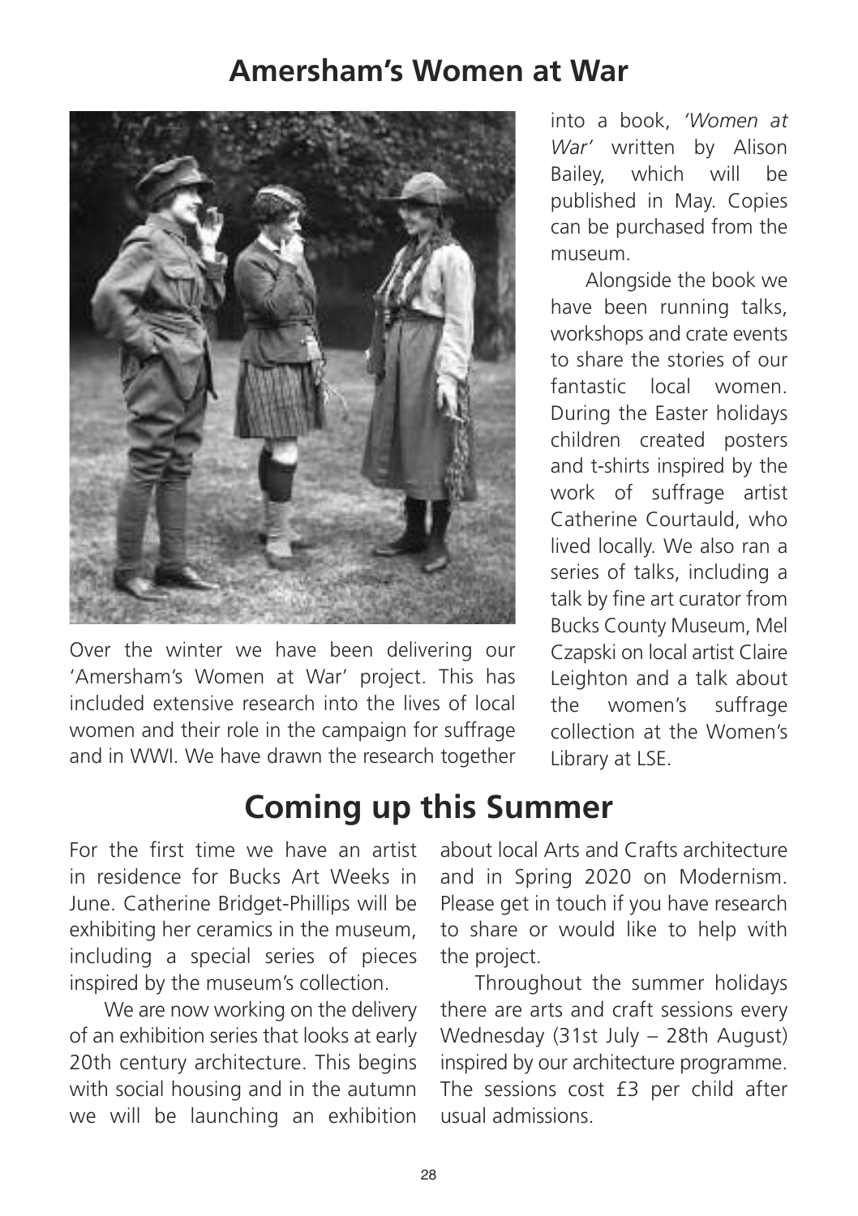# Amersham's Women at War

Over the winter we have been delivering our 'Amersham's Women at War' project. This has included extensive research into the lives of local women and their role in the campaign for suffrage and in WWI. We have drawn the research together into a book, *'Women at War'* written by Alison Bailey, which will be published in May. Copies can be purchased from the museum.

Alongside the book we have been running talks, workshops and crate events to share the stories of our fantastic local women. During the Easter holidays children created posters and t-shirts inspired by the work of suffrage artist Catherine Courtauld, who lived locally. We also ran a series of talks, including a talk by fine art curator from Bucks County Museum, Mel Czapski on local artist Claire Leighton and a talk about the women's suffrage collection at the Women's Library at LSE.

# Coming up this Summer

For the first time we have an artist in residence for Bucks Art Weeks in June. Catherine Bridget-Phillips will be exhibiting her ceramics in the museum, including a special series of pieces inspired by the museum's collection.

We are now working on the delivery of an exhibition series that looks at early 20th century architecture. This begins with social housing and in the autumn we will be launching an exhibition about local Arts and Crafts architecture and in Spring 2020 on Modernism. Please get in touch if you have research to share or would like to help with the project.

Throughout the summer holidays there are arts and craft sessions every Wednesday (31st July – 28th August) inspired by our architecture programme. The sessions cost £3 per child after usual admissions.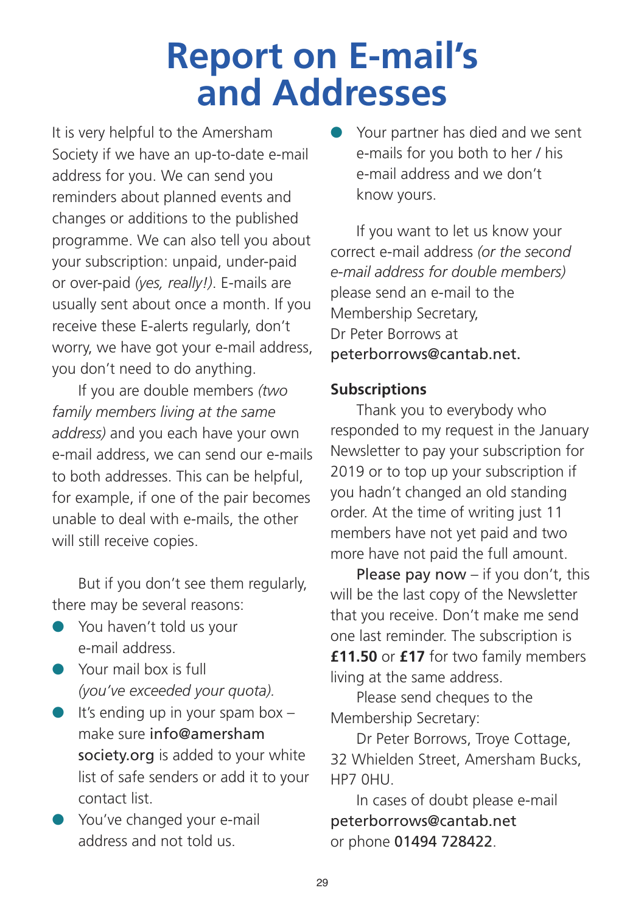# Report on E-mail's and Addresses

It is very helpful to the Amersham Society if we have an up-to-date e-mail address for you. We can send you reminders about planned events and changes or additions to the published programme. We can also tell you about your subscription: unpaid, under-paid or over-paid *(yes, really!)*. E-mails are usually sent about once a month. If you receive these E-alerts regularly, don't worry, we have got your e-mail address, you don't need to do anything.

If you are double members *(two family members living at the same address)* and you each have your own e-mail address, we can send our e-mails to both addresses. This can be helpful, for example, if one of the pair becomes unable to deal with e-mails, the other will still receive copies.

But if you don't see them regularly, there may be several reasons:

- You haven't told us your e-mail address.
- Your mail box is full *(you've exceeded your quota)*.
- It's ending up in your spam box – make sure info@amershamsociety.org is added to your white list of safe senders or add it to your contact list.
- You've changed your e-mail address and not told us.
- Your partner has died and we sent e-mails for you both to her / his e-mail address and we don't know yours.

If you want to let us know your correct e-mail address *(or the second e-mail address for double members)* please send an e-mail to the Membership Secretary, Dr Peter Borrows at peterborrows@cantab.net.

**Subscriptions**

Thank you to everybody who responded to my request in the January Newsletter to pay your subscription for 2019 or to top up your subscription if you hadn't changed an old standing order. At the time of writing just 11 members have not yet paid and two more have not paid the full amount.

Please pay now – if you don't, this will be the last copy of the Newsletter that you receive. Don't make me send one last reminder. The subscription is **£11.50** or **£17** for two family members living at the same address.

Please send cheques to the Membership Secretary:

Dr Peter Borrows, Troye Cottage, 32 Whielden Street, Amersham Bucks, HP7 0HU.

In cases of doubt please e-mail peterborrows@cantab.net or phone 01494 728422.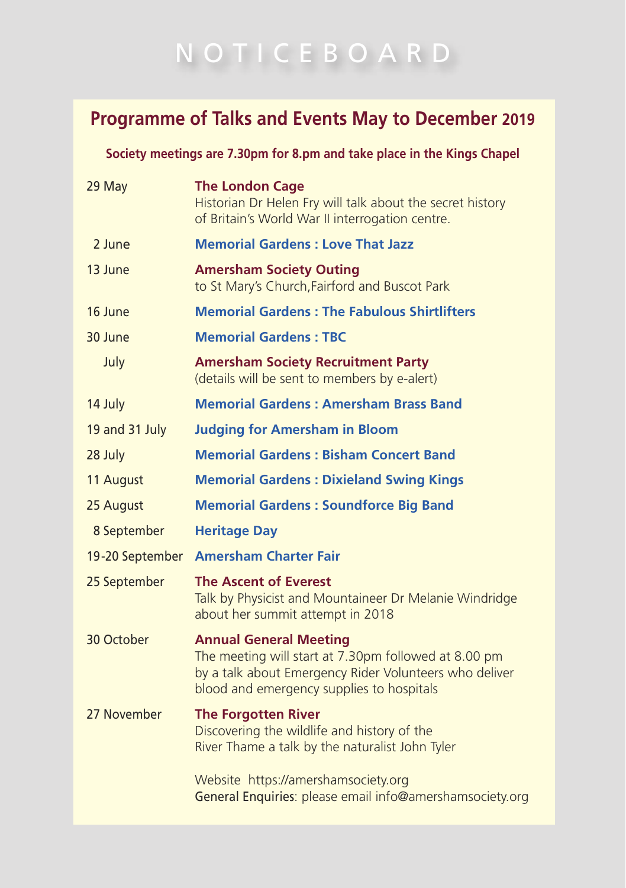# NOTICEBOARD

## Programme of Talks and Events May to December 2019

**Society meetings are 7.30pm for 8.pm and take place in the Kings Chapel**

| | |
|---|---|
| 29 May | **The London Cage**<br>Historian Dr Helen Fry will talk about the secret history of Britain's World War II interrogation centre. |
| 2 June | **Memorial Gardens : Love That Jazz** |
| 13 June | **Amersham Society Outing**<br>to St Mary's Church,Fairford and Buscot Park |
| 16 June | **Memorial Gardens : The Fabulous Shirtlifters** |
| 30 June | **Memorial Gardens : TBC** |
| July | **Amersham Society Recruitment Party**<br>(details will be sent to members by e-alert) |
| 14 July | **Memorial Gardens : Amersham Brass Band** |
| 19 and 31 July | **Judging for Amersham in Bloom** |
| 28 July | **Memorial Gardens : Bisham Concert Band** |
| 11 August | **Memorial Gardens : Dixieland Swing Kings** |
| 25 August | **Memorial Gardens : Soundforce Big Band** |
| 8 September | **Heritage Day** |
| 19-20 September | **Amersham Charter Fair** |
| 25 September | **The Ascent of Everest**<br>Talk by Physicist and Mountaineer Dr Melanie Windridge about her summit attempt in 2018 |
| 30 October | **Annual General Meeting**<br>The meeting will start at 7.30pm followed at 8.00 pm by a talk about Emergency Rider Volunteers who deliver blood and emergency supplies to hospitals |
| 27 November | **The Forgotten River**<br>Discovering the wildlife and history of the River Thame a talk by the naturalist John Tyler |

Website https://amershamsociety.org
General Enquiries: please email info@amershamsociety.org